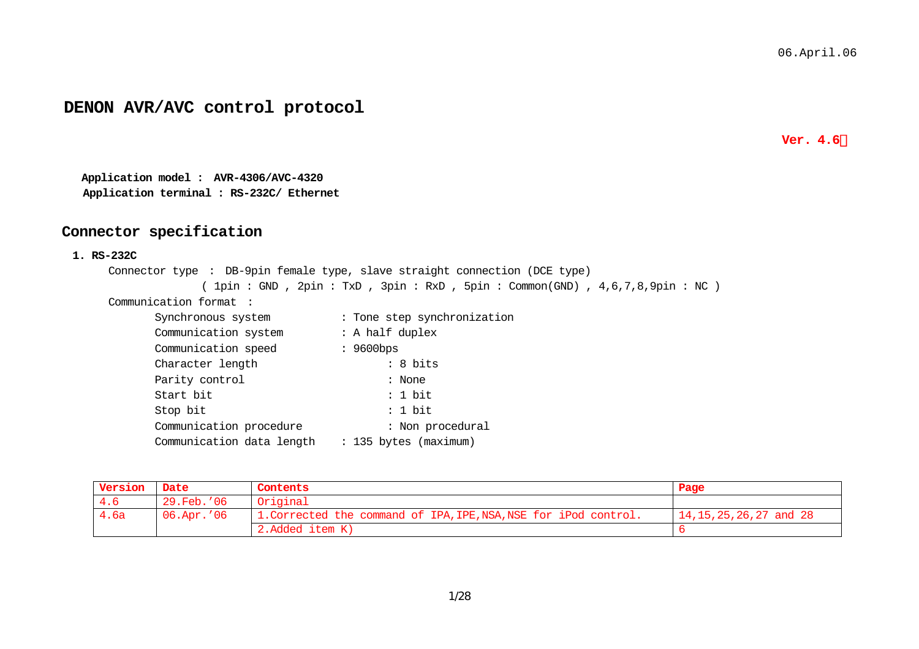06.April.06

# DENON AVR/AVC control protocol

**Ver. 4.6a**

**Application model : AVR-4306/AVC-4320**
**Application terminal : RS-232C/ Ethernet**

## Connector specification

### 1. RS-232C

Connector type : DB-9pin female type, slave straight connection (DCE type)
( 1pin : GND , 2pin : TxD , 3pin : RxD , 5pin : Common(GND) , 4,6,7,8,9pin : NC )

Communication format :

- Synchronous system : Tone step synchronization
- Communication system : A half duplex
- Communication speed : 9600bps
- Character length : 8 bits
- Parity control : None
- Start bit : 1 bit
- Stop bit : 1 bit
- Communication procedure : Non procedural
- Communication data length : 135 bytes (maximum)

| Version | Date | Contents | Page |
|---|---|---|---|
| 4.6 | 29.Feb.'06 | Original | |
| 4.6a | 06.Apr.'06 | 1.Corrected the command of IPA,IPE,NSA,NSE for iPod control. | 14,15,25,26,27 and 28 |
| | | 2.Added item K) | 6 |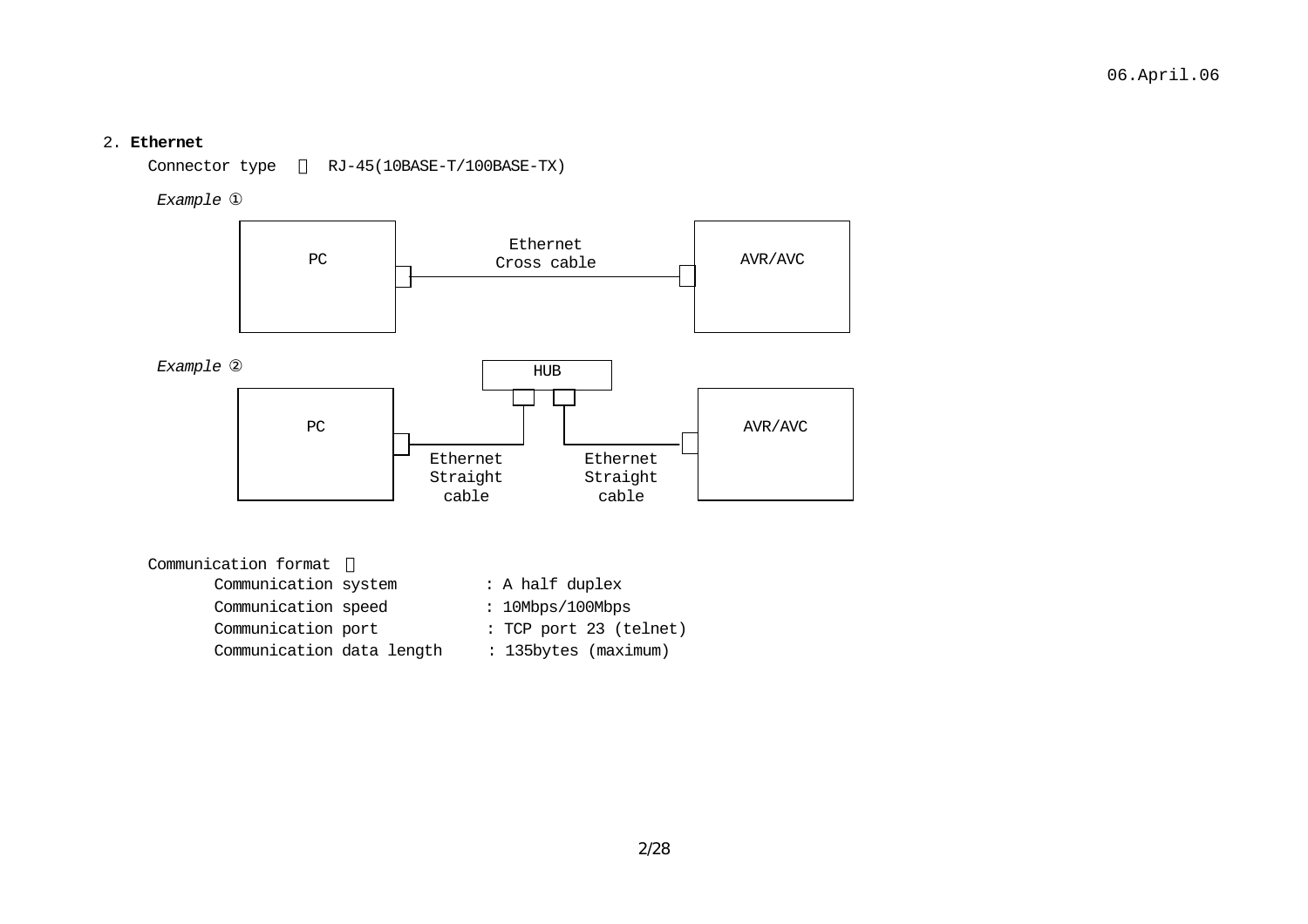## 2. Ethernet

Connector type : RJ-45(10BASE-T/100BASE-TX)

*Example ①*

PC — Ethernet Cross cable — AVR/AVC

*Example ②*

PC — Ethernet Straight cable — HUB — Ethernet Straight cable — AVR/AVC

Communication format :

| | |
|---|---|
| Communication system | : A half duplex |
| Communication speed | : 10Mbps/100Mbps |
| Communication port | : TCP port 23 (telnet) |
| Communication data length | : 135bytes (maximum) |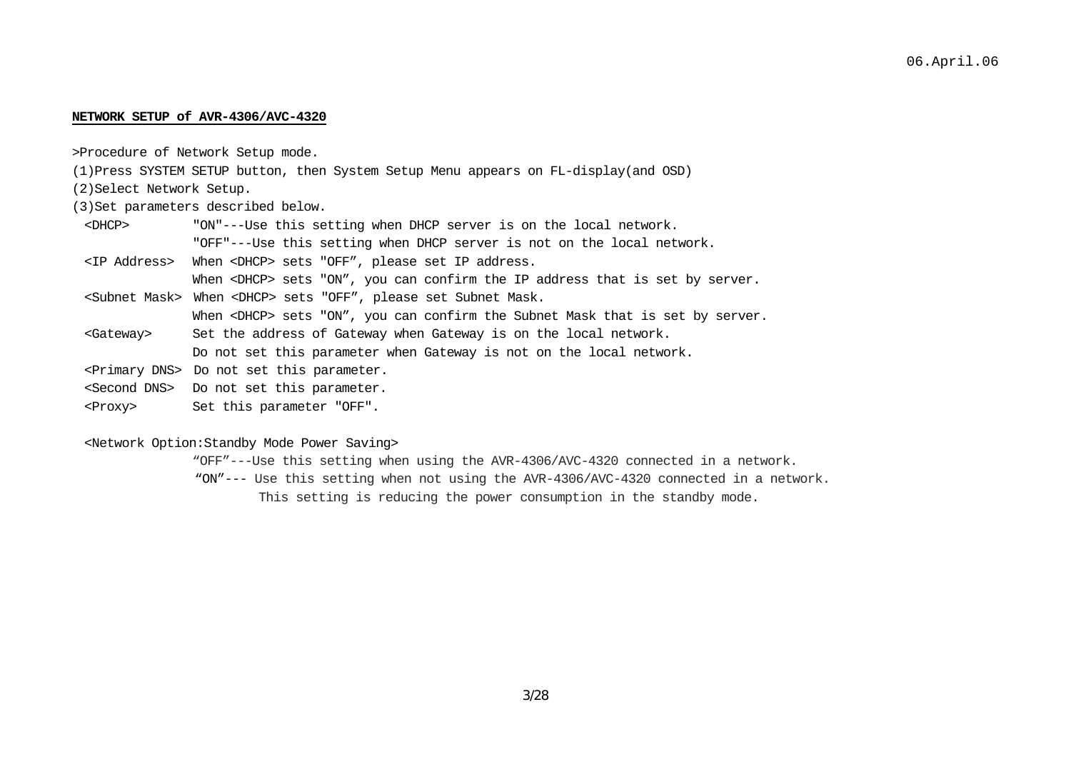06.April.06

**NETWORK SETUP of AVR-4306/AVC-4320**

>Procedure of Network Setup mode.

(1)Press SYSTEM SETUP button, then System Setup Menu appears on FL-display(and OSD)

(2)Select Network Setup.

(3)Set parameters described below.

- <DHCP> "ON"---Use this setting when DHCP server is on the local network.
  "OFF"---Use this setting when DHCP server is not on the local network.
- <IP Address> When <DHCP> sets "OFF”, please set IP address.
  When <DHCP> sets "ON”, you can confirm the IP address that is set by server.
- <Subnet Mask> When <DHCP> sets "OFF”, please set Subnet Mask.
  When <DHCP> sets "ON”, you can confirm the Subnet Mask that is set by server.
- <Gateway> Set the address of Gateway when Gateway is on the local network.
  Do not set this parameter when Gateway is not on the local network.
- <Primary DNS> Do not set this parameter.
- <Second DNS> Do not set this parameter.
- <Proxy> Set this parameter "OFF".

<Network Option:Standby Mode Power Saving>

“OFF”---Use this setting when using the AVR-4306/AVC-4320 connected in a network.

“ON”--- Use this setting when not using the AVR-4306/AVC-4320 connected in a network.
This setting is reducing the power consumption in the standby mode.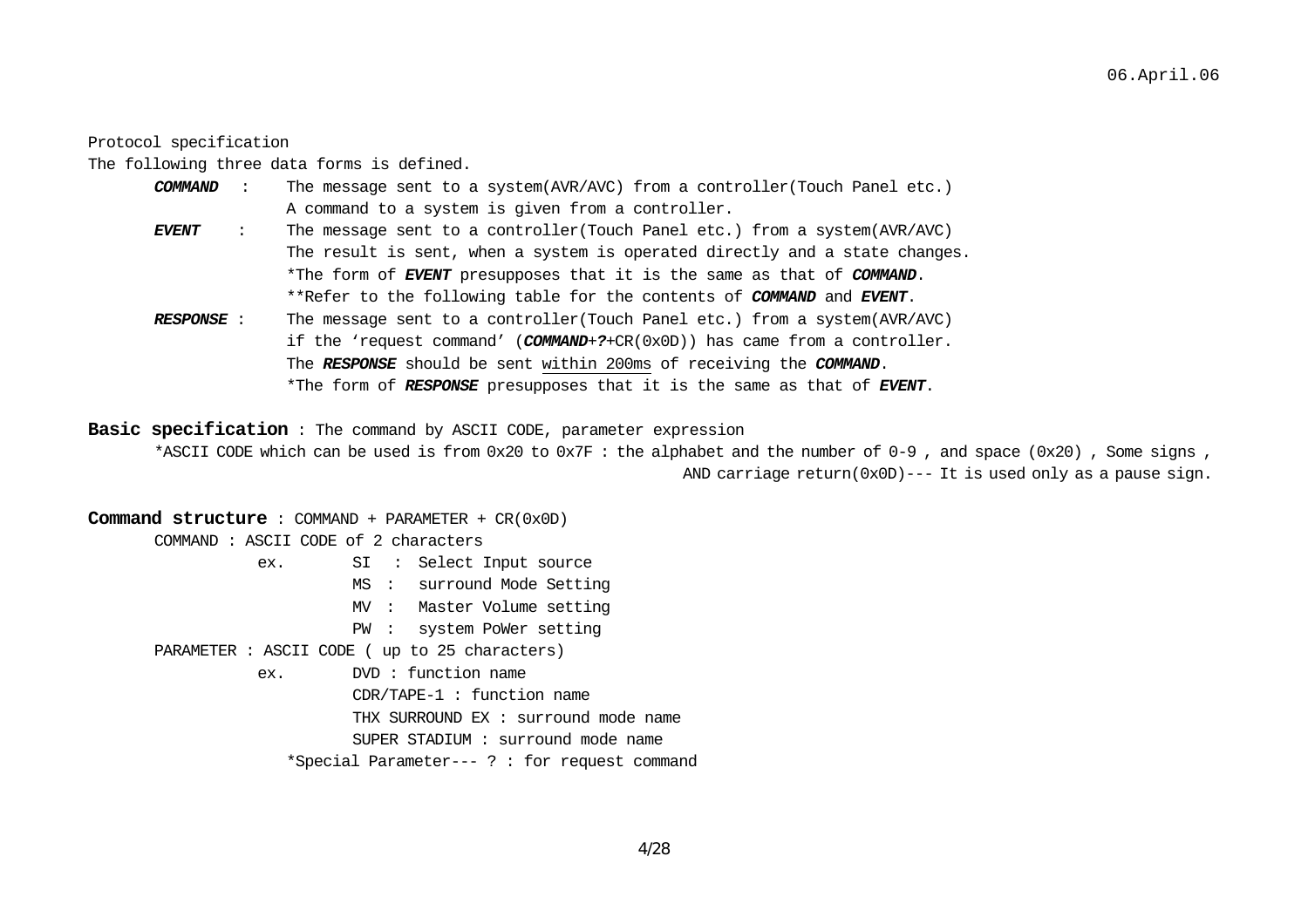Protocol specification

The following three data forms is defined.

***COMMAND*** : The message sent to a system(AVR/AVC) from a controller(Touch Panel etc.)
A command to a system is given from a controller.

***EVENT*** : The message sent to a controller(Touch Panel etc.) from a system(AVR/AVC)
The result is sent, when a system is operated directly and a state changes.
*The form of ***EVENT*** presupposes that it is the same as that of ***COMMAND***.
**Refer to the following table for the contents of ***COMMAND*** and ***EVENT***.

***RESPONSE*** : The message sent to a controller(Touch Panel etc.) from a system(AVR/AVC)
if the 'request command' (***COMMAND***+***?***+CR(0x0D)) has came from a controller.
The ***RESPONSE*** should be sent <u>within 200ms</u> of receiving the ***COMMAND***.
*The form of ***RESPONSE*** presupposes that it is the same as that of ***EVENT***.

**Basic specification** : The command by ASCII CODE, parameter expression

*ASCII CODE which can be used is from 0x20 to 0x7F : the alphabet and the number of 0-9 , and space (0x20) , Some signs ,
AND carriage return(0x0D)--- It is used only as a pause sign.

**Command structure** : COMMAND + PARAMETER + CR(0x0D)

COMMAND : ASCII CODE of 2 characters

ex.
- SI : Select Input source
- MS : surround Mode Setting
- MV : Master Volume setting
- PW : system PoWer setting

PARAMETER : ASCII CODE ( up to 25 characters)

ex.
- DVD : function name
- CDR/TAPE-1 : function name
- THX SURROUND EX : surround mode name
- SUPER STADIUM : surround mode name

*Special Parameter--- ? : for request command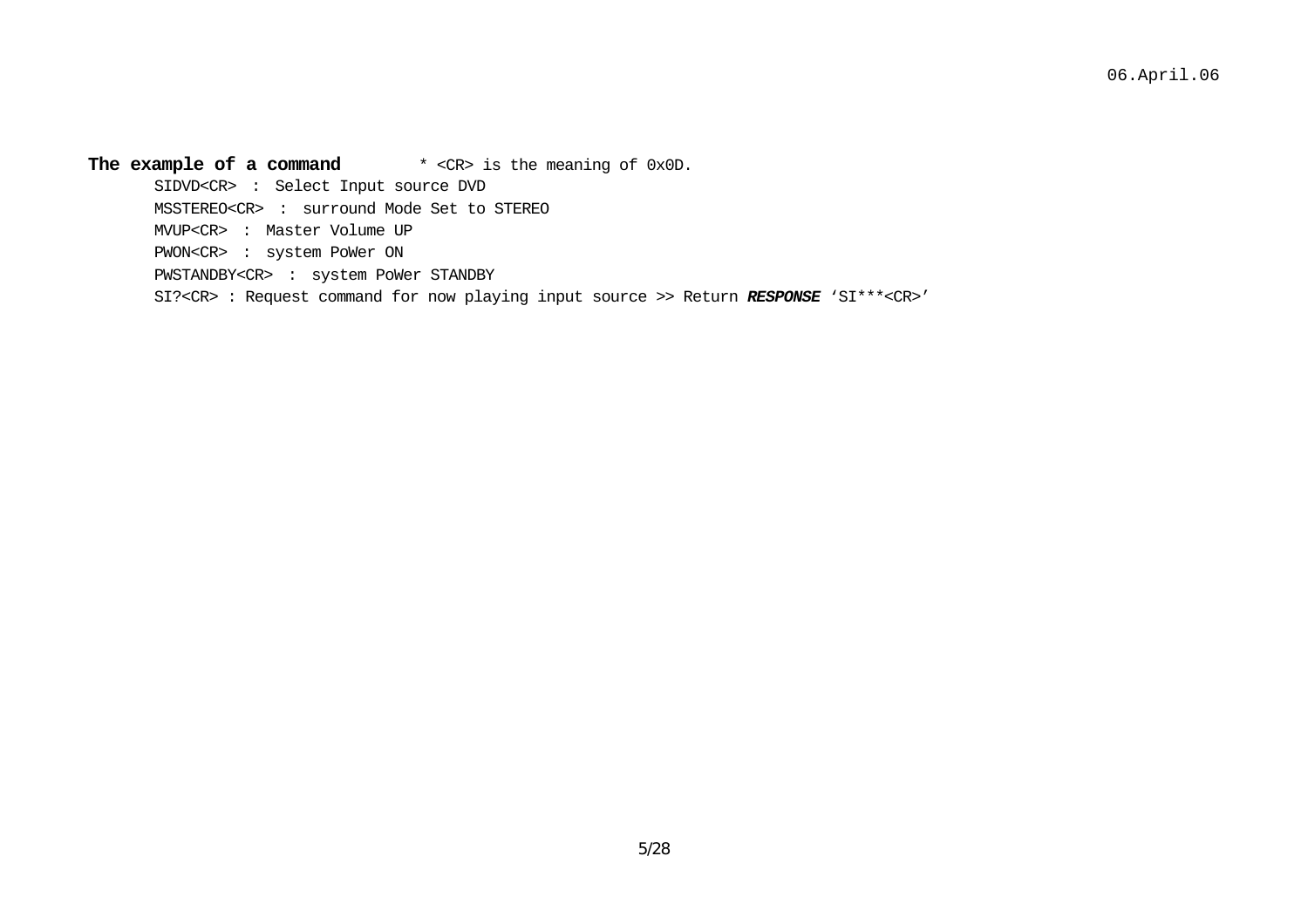**The example of a command** * <CR> is the meaning of 0x0D.

SIDVD<CR> : Select Input source DVD

MSSTEREO<CR> : surround Mode Set to STEREO

MVUP<CR> : Master Volume UP

PWON<CR> : system PoWer ON

PWSTANDBY<CR> : system PoWer STANDBY

SI?<CR> : Request command for now playing input source >> Return ***RESPONSE*** ‘SI***<CR>’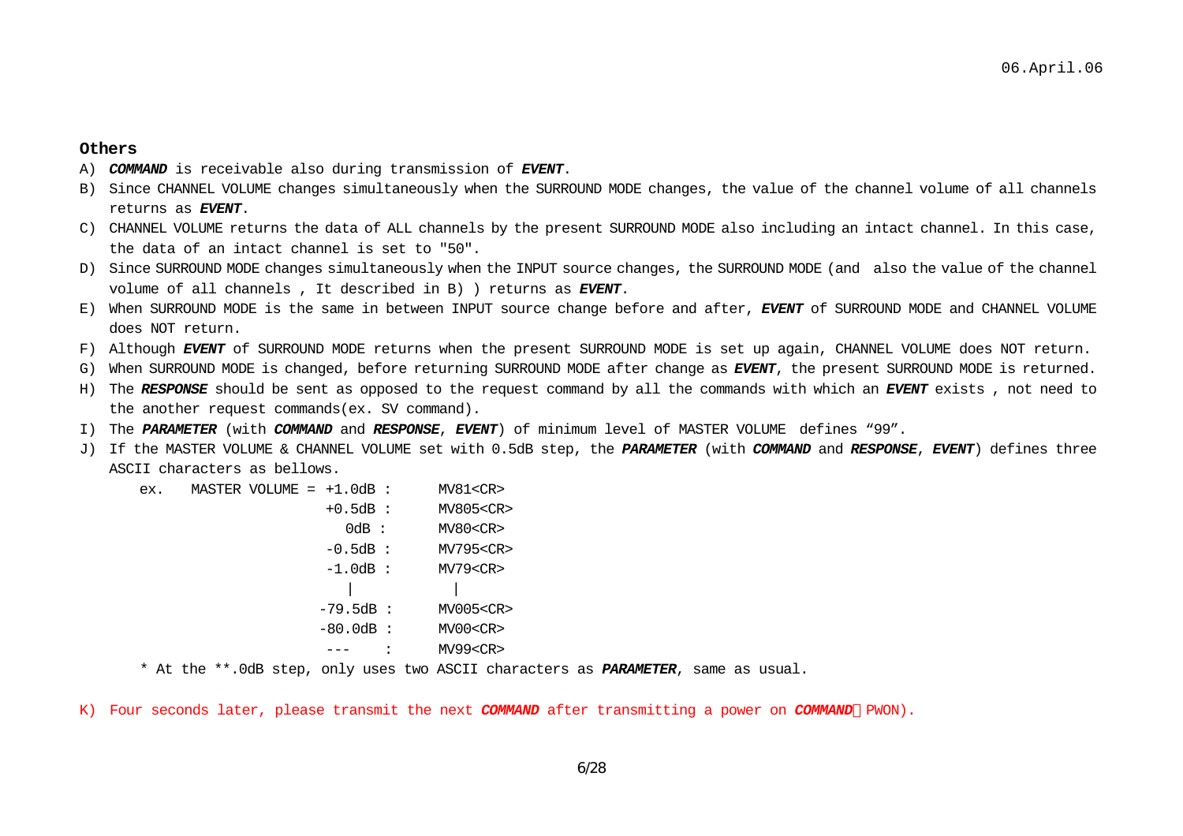**Others**

A) ***COMMAND*** is receivable also during transmission of ***EVENT***.

B) Since CHANNEL VOLUME changes simultaneously when the SURROUND MODE changes, the value of the channel volume of all channels returns as ***EVENT***.

C) CHANNEL VOLUME returns the data of ALL channels by the present SURROUND MODE also including an intact channel. In this case, the data of an intact channel is set to "50".

D) Since SURROUND MODE changes simultaneously when the INPUT source changes, the SURROUND MODE (and also the value of the channel volume of all channels , It described in B) ) returns as ***EVENT***.

E) When SURROUND MODE is the same in between INPUT source change before and after, ***EVENT*** of SURROUND MODE and CHANNEL VOLUME does NOT return.

F) Although ***EVENT*** of SURROUND MODE returns when the present SURROUND MODE is set up again, CHANNEL VOLUME does NOT return.

G) When SURROUND MODE is changed, before returning SURROUND MODE after change as ***EVENT***, the present SURROUND MODE is returned.

H) The ***RESPONSE*** should be sent as opposed to the request command by all the commands with which an ***EVENT*** exists , not need to the another request commands(ex. SV command).

I) The ***PARAMETER*** (with ***COMMAND*** and ***RESPONSE***, ***EVENT***) of minimum level of MASTER VOLUME defines “99”.

J) If the MASTER VOLUME & CHANNEL VOLUME set with 0.5dB step, the ***PARAMETER*** (with ***COMMAND*** and ***RESPONSE***, ***EVENT***) defines three ASCII characters as bellows.

```
ex.   MASTER VOLUME = +1.0dB :     MV81<CR>
                      +0.5dB :     MV805<CR>
                         0dB :     MV80<CR>
                      -0.5dB :     MV795<CR>
                      -1.0dB :     MV79<CR>
                         |            |
                     -79.5dB :     MV005<CR>
                     -80.0dB :     MV00<CR>
                      ---    :     MV99<CR>
```

\* At the \*\*.0dB step, only uses two ASCII characters as ***PARAMETER***, same as usual.

K) Four seconds later, please transmit the next ***COMMAND*** after transmitting a power on ***COMMAND***（PWON).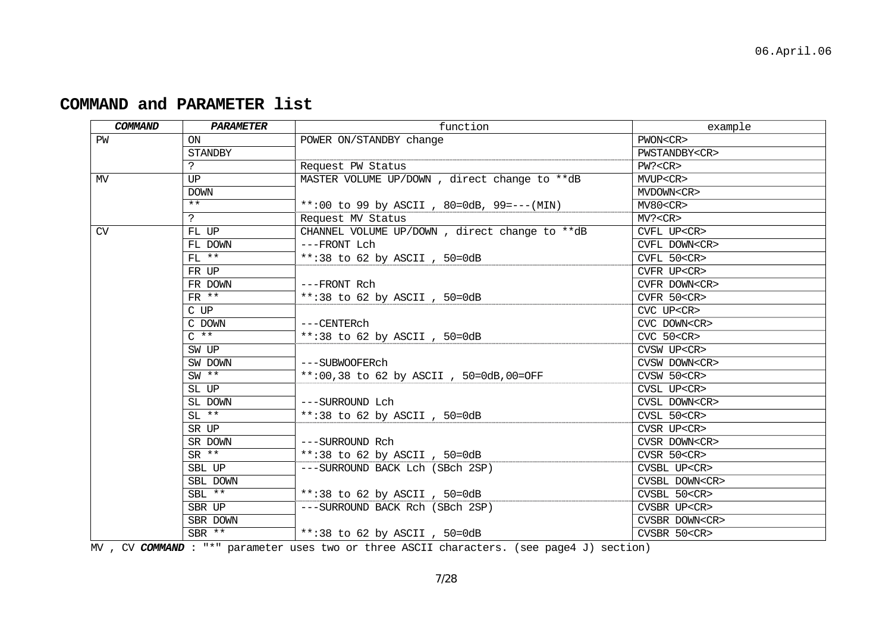## COMMAND and PARAMETER list

| ***COMMAND*** | ***PARAMETER*** | function | example |
|---|---|---|---|
| PW | ON | POWER ON/STANDBY change | PWON<CR> |
| | STANDBY | | PWSTANDBY<CR> |
| | ? | Request PW Status | PW?<CR> |
| MV | UP | MASTER VOLUME UP/DOWN , direct change to **dB | MVUP<CR> |
| | DOWN | | MVDOWN<CR> |
| | ** | **:00 to 99 by ASCII , 80=0dB, 99=---(MIN) | MV80<CR> |
| | ? | Request MV Status | MV?<CR> |
| CV | FL UP | CHANNEL VOLUME UP/DOWN , direct change to **dB | CVFL UP<CR> |
| | FL DOWN | ---FRONT Lch | CVFL DOWN<CR> |
| | FL ** | **:38 to 62 by ASCII , 50=0dB | CVFL 50<CR> |
| | FR UP | | CVFR UP<CR> |
| | FR DOWN | ---FRONT Rch | CVFR DOWN<CR> |
| | FR ** | **:38 to 62 by ASCII , 50=0dB | CVFR 50<CR> |
| | C UP | | CVC UP<CR> |
| | C DOWN | ---CENTERch | CVC DOWN<CR> |
| | C ** | **:38 to 62 by ASCII , 50=0dB | CVC 50<CR> |
| | SW UP | | CVSW UP<CR> |
| | SW DOWN | ---SUBWOOFERch | CVSW DOWN<CR> |
| | SW ** | **:00,38 to 62 by ASCII , 50=0dB,00=OFF | CVSW 50<CR> |
| | SL UP | | CVSL UP<CR> |
| | SL DOWN | ---SURROUND Lch | CVSL DOWN<CR> |
| | SL ** | **:38 to 62 by ASCII , 50=0dB | CVSL 50<CR> |
| | SR UP | | CVSR UP<CR> |
| | SR DOWN | ---SURROUND Rch | CVSR DOWN<CR> |
| | SR ** | **:38 to 62 by ASCII , 50=0dB | CVSR 50<CR> |
| | SBL UP | ---SURROUND BACK Lch (SBch 2SP) | CVSBL UP<CR> |
| | SBL DOWN | | CVSBL DOWN<CR> |
| | SBL ** | **:38 to 62 by ASCII , 50=0dB | CVSBL 50<CR> |
| | SBR UP | ---SURROUND BACK Rch (SBch 2SP) | CVSBR UP<CR> |
| | SBR DOWN | | CVSBR DOWN<CR> |
| | SBR ** | **:38 to 62 by ASCII , 50=0dB | CVSBR 50<CR> |

MV , CV ***COMMAND*** : "*" parameter uses two or three ASCII characters. (see page4 J) section)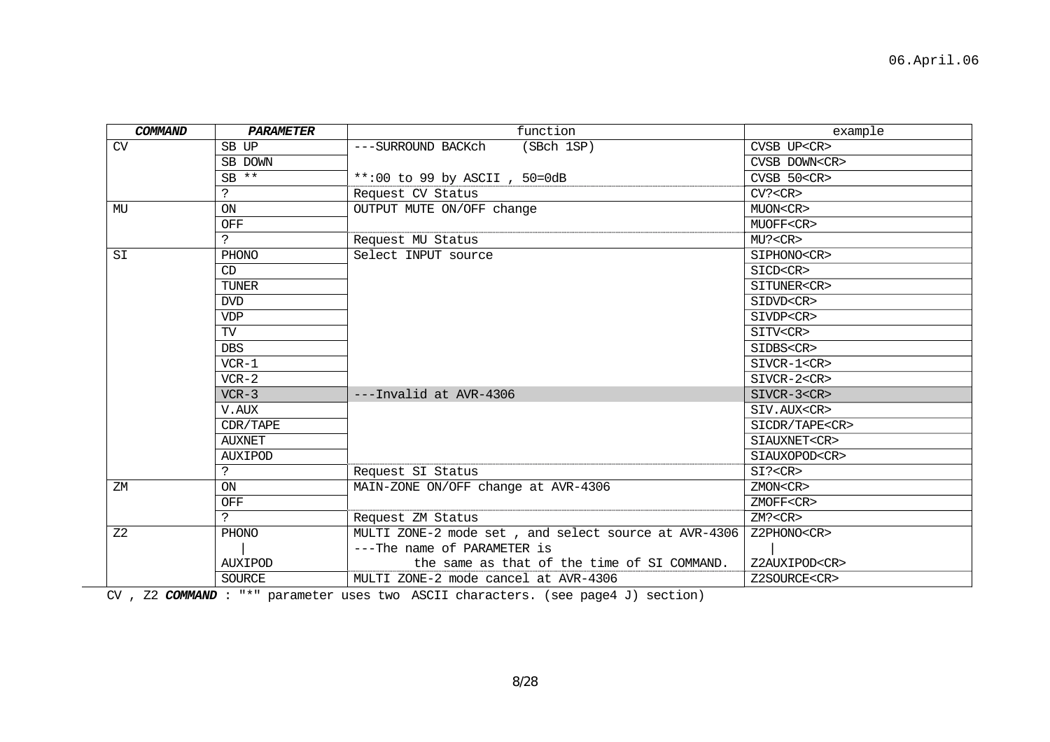| ***COMMAND*** | ***PARAMETER*** | function | example |
|---|---|---|---|
| CV | SB UP | ---SURROUND BACKch (SBch 1SP) | CVSB UP<CR> |
| | SB DOWN | | CVSB DOWN<CR> |
| | SB ** | **:00 to 99 by ASCII , 50=0dB | CVSB 50<CR> |
| | ? | Request CV Status | CV?<CR> |
| MU | ON | OUTPUT MUTE ON/OFF change | MUON<CR> |
| | OFF | | MUOFF<CR> |
| | ? | Request MU Status | MU?<CR> |
| SI | PHONO | Select INPUT source | SIPHONO<CR> |
| | CD | | SICD<CR> |
| | TUNER | | SITUNER<CR> |
| | DVD | | SIDVD<CR> |
| | VDP | | SIVDP<CR> |
| | TV | | SITV<CR> |
| | DBS | | SIDBS<CR> |
| | VCR-1 | | SIVCR-1<CR> |
| | VCR-2 | | SIVCR-2<CR> |
| | VCR-3 | ---Invalid at AVR-4306 | SIVCR-3<CR> |
| | V.AUX | | SIV.AUX<CR> |
| | CDR/TAPE | | SICDR/TAPE<CR> |
| | AUXNET | | SIAUXNET<CR> |
| | AUXIPOD | | SIAUXOPOD<CR> |
| | ? | Request SI Status | SI?<CR> |
| ZM | ON | MAIN-ZONE ON/OFF change at AVR-4306 | ZMON<CR> |
| | OFF | | ZMOFF<CR> |
| | ? | Request ZM Status | ZM?<CR> |
| Z2 | PHONO<br>\|<br>AUXIPOD | MULTI ZONE-2 mode set , and select source at AVR-4306<br>---The name of PARAMETER is the same as that of the time of SI COMMAND. | Z2PHONO<CR><br>\|<br>Z2AUXIPOD<CR> |
| | SOURCE | MULTI ZONE-2 mode cancel at AVR-4306 | Z2SOURCE<CR> |

CV , Z2 ***COMMAND*** : "*" parameter uses two ASCII characters. (see page4 J) section)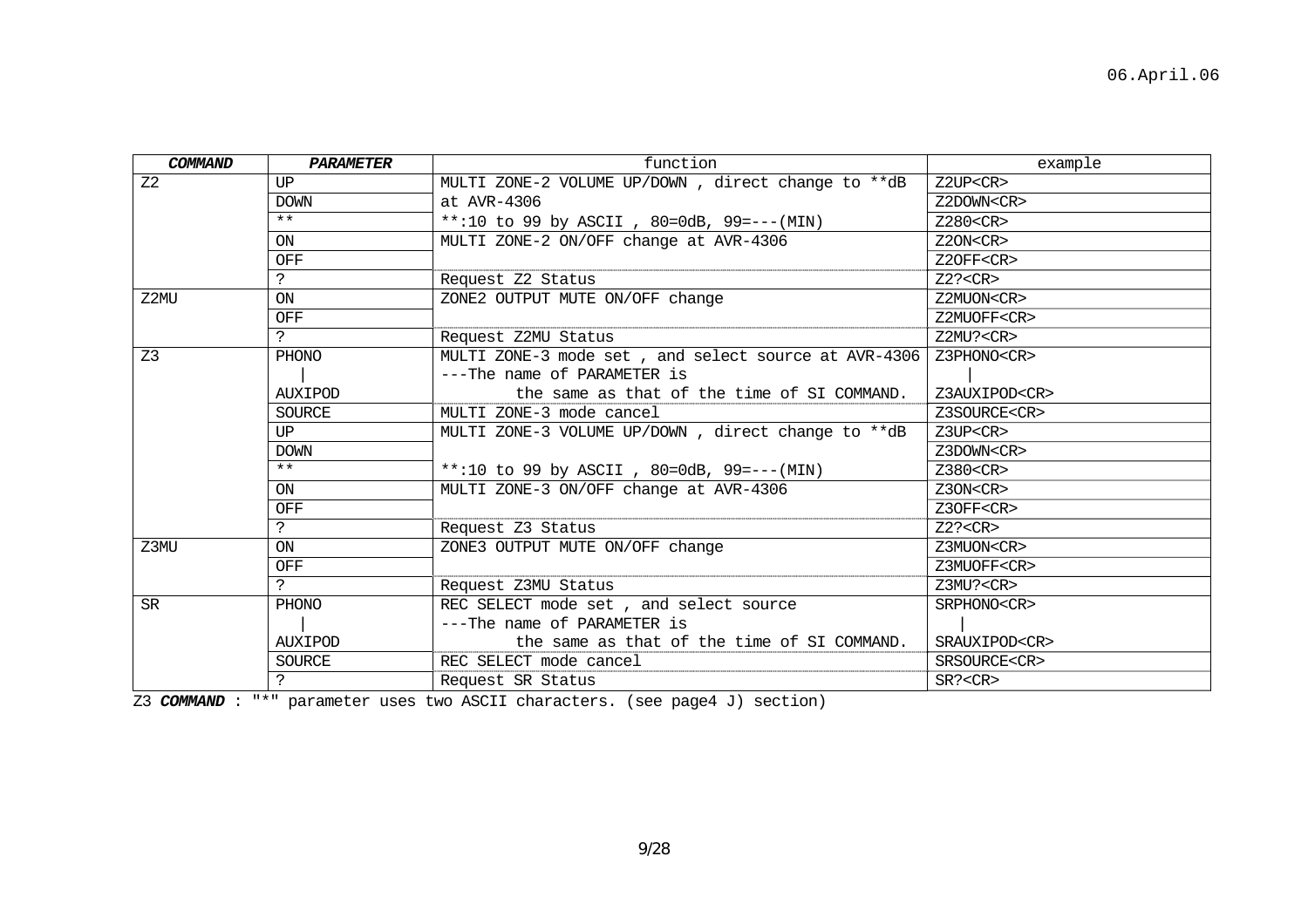06.April.06

| ***COMMAND*** | ***PARAMETER*** | function | example |
|---|---|---|---|
| Z2 | UP | MULTI ZONE-2 VOLUME UP/DOWN , direct change to **dB | Z2UP<CR> |
| | DOWN | at AVR-4306 | Z2DOWN<CR> |
| | ** | **:10 to 99 by ASCII , 80=0dB, 99=---(MIN) | Z280<CR> |
| | ON | MULTI ZONE-2 ON/OFF change at AVR-4306 | Z2ON<CR> |
| | OFF | | Z2OFF<CR> |
| | ? | Request Z2 Status | Z2?<CR> |
| Z2MU | ON | ZONE2 OUTPUT MUTE ON/OFF change | Z2MUON<CR> |
| | OFF | | Z2MUOFF<CR> |
| | ? | Request Z2MU Status | Z2MU?<CR> |
| Z3 | PHONO<br>\|<br>AUXIPOD | MULTI ZONE-3 mode set , and select source at AVR-4306<br>---The name of PARAMETER is<br>the same as that of the time of SI COMMAND. | Z3PHONO<CR><br>\|<br>Z3AUXIPOD<CR> |
| | SOURCE | MULTI ZONE-3 mode cancel | Z3SOURCE<CR> |
| | UP | MULTI ZONE-3 VOLUME UP/DOWN , direct change to **dB | Z3UP<CR> |
| | DOWN | | Z3DOWN<CR> |
| | ** | **:10 to 99 by ASCII , 80=0dB, 99=---(MIN) | Z380<CR> |
| | ON | MULTI ZONE-3 ON/OFF change at AVR-4306 | Z3ON<CR> |
| | OFF | | Z3OFF<CR> |
| | ? | Request Z3 Status | Z2?<CR> |
| Z3MU | ON | ZONE3 OUTPUT MUTE ON/OFF change | Z3MUON<CR> |
| | OFF | | Z3MUOFF<CR> |
| | ? | Request Z3MU Status | Z3MU?<CR> |
| SR | PHONO<br>\|<br>AUXIPOD | REC SELECT mode set , and select source<br>---The name of PARAMETER is<br>the same as that of the time of SI COMMAND. | SRPHONO<CR><br>\|<br>SRAUXIPOD<CR> |
| | SOURCE | REC SELECT mode cancel | SRSOURCE<CR> |
| | ? | Request SR Status | SR?<CR> |

Z3 ***COMMAND*** : "*" parameter uses two ASCII characters. (see page4 J) section)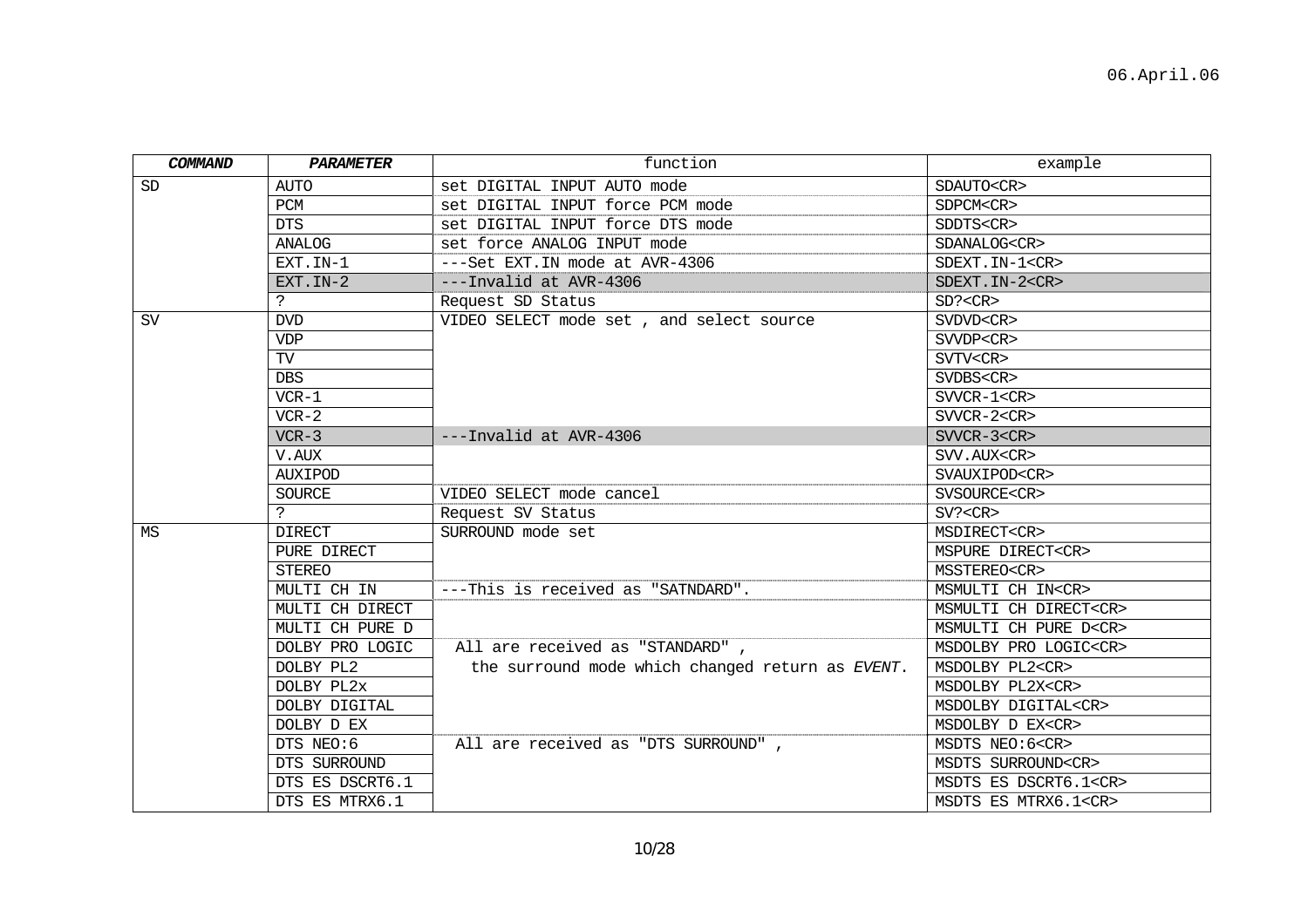06.April.06

| *COMMAND* | *PARAMETER* | function | example |
|---|---|---|---|
| SD | AUTO | set DIGITAL INPUT AUTO mode | SDAUTO<CR> |
| | PCM | set DIGITAL INPUT force PCM mode | SDPCM<CR> |
| | DTS | set DIGITAL INPUT force DTS mode | SDDTS<CR> |
| | ANALOG | set force ANALOG INPUT mode | SDANALOG<CR> |
| | EXT.IN-1 | ---Set EXT.IN mode at AVR-4306 | SDEXT.IN-1<CR> |
| | EXT.IN-2 | ---Invalid at AVR-4306 | SDEXT.IN-2<CR> |
| | ? | Request SD Status | SD?<CR> |
| SV | DVD | VIDEO SELECT mode set , and select source | SVDVD<CR> |
| | VDP | | SVVDP<CR> |
| | TV | | SVTV<CR> |
| | DBS | | SVDBS<CR> |
| | VCR-1 | | SVVCR-1<CR> |
| | VCR-2 | | SVVCR-2<CR> |
| | VCR-3 | ---Invalid at AVR-4306 | SVVCR-3<CR> |
| | V.AUX | | SVV.AUX<CR> |
| | AUXIPOD | | SVAUXIPOD<CR> |
| | SOURCE | VIDEO SELECT mode cancel | SVSOURCE<CR> |
| | ? | Request SV Status | SV?<CR> |
| MS | DIRECT | SURROUND mode set | MSDIRECT<CR> |
| | PURE DIRECT | | MSPURE DIRECT<CR> |
| | STEREO | | MSSTEREO<CR> |
| | MULTI CH IN | ---This is received as "SATNDARD". | MSMULTI CH IN<CR> |
| | MULTI CH DIRECT | | MSMULTI CH DIRECT<CR> |
| | MULTI CH PURE D | | MSMULTI CH PURE D<CR> |
| | DOLBY PRO LOGIC | All are received as "STANDARD" , | MSDOLBY PRO LOGIC<CR> |
| | DOLBY PL2 | the surround mode which changed return as *EVENT*. | MSDOLBY PL2<CR> |
| | DOLBY PL2x | | MSDOLBY PL2X<CR> |
| | DOLBY DIGITAL | | MSDOLBY DIGITAL<CR> |
| | DOLBY D EX | | MSDOLBY D EX<CR> |
| | DTS NEO:6 | All are received as "DTS SURROUND" , | MSDTS NEO:6<CR> |
| | DTS SURROUND | | MSDTS SURROUND<CR> |
| | DTS ES DSCRT6.1 | | MSDTS ES DSCRT6.1<CR> |
| | DTS ES MTRX6.1 | | MSDTS ES MTRX6.1<CR> |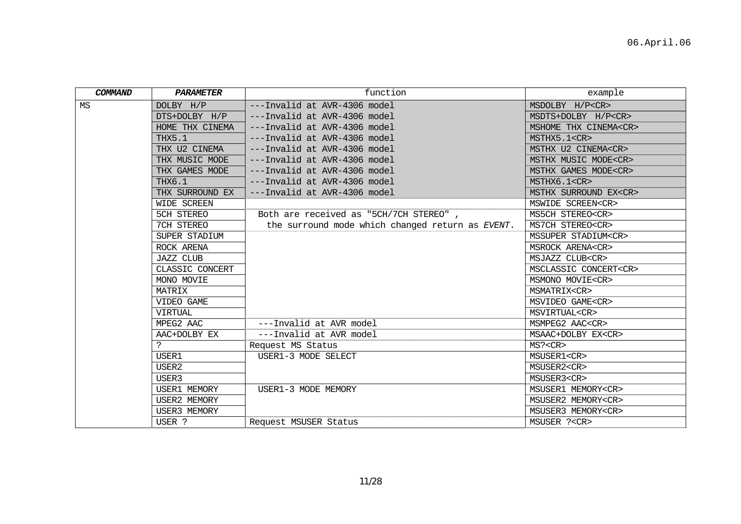| ***COMMAND*** | ***PARAMETER*** | function | example |
|---|---|---|---|
| MS | DOLBY H/P | ---Invalid at AVR-4306 model | MSDOLBY H/P<CR> |
| | DTS+DOLBY H/P | ---Invalid at AVR-4306 model | MSDTS+DOLBY H/P<CR> |
| | HOME THX CINEMA | ---Invalid at AVR-4306 model | MSHOME THX CINEMA<CR> |
| | THX5.1 | ---Invalid at AVR-4306 model | MSTHX5.1<CR> |
| | THX U2 CINEMA | ---Invalid at AVR-4306 model | MSTHX U2 CINEMA<CR> |
| | THX MUSIC MODE | ---Invalid at AVR-4306 model | MSTHX MUSIC MODE<CR> |
| | THX GAMES MODE | ---Invalid at AVR-4306 model | MSTHX GAMES MODE<CR> |
| | THX6.1 | ---Invalid at AVR-4306 model | MSTHX6.1<CR> |
| | THX SURROUND EX | ---Invalid at AVR-4306 model | MSTHX SURROUND EX<CR> |
| | WIDE SCREEN | | MSWIDE SCREEN<CR> |
| | 5CH STEREO | Both are received as "5CH/7CH STEREO" , | MS5CH STEREO<CR> |
| | 7CH STEREO | the surround mode which changed return as *EVENT*. | MS7CH STEREO<CR> |
| | SUPER STADIUM | | MSSUPER STADIUM<CR> |
| | ROCK ARENA | | MSROCK ARENA<CR> |
| | JAZZ CLUB | | MSJAZZ CLUB<CR> |
| | CLASSIC CONCERT | | MSCLASSIC CONCERT<CR> |
| | MONO MOVIE | | MSMONO MOVIE<CR> |
| | MATRIX | | MSMATRIX<CR> |
| | VIDEO GAME | | MSVIDEO GAME<CR> |
| | VIRTUAL | | MSVIRTUAL<CR> |
| | MPEG2 AAC | ---Invalid at AVR model | MSMPEG2 AAC<CR> |
| | AAC+DOLBY EX | ---Invalid at AVR model | MSAAC+DOLBY EX<CR> |
| | ? | Request MS Status | MS?<CR> |
| | USER1 | USER1-3 MODE SELECT | MSUSER1<CR> |
| | USER2 | | MSUSER2<CR> |
| | USER3 | | MSUSER3<CR> |
| | USER1 MEMORY | USER1-3 MODE MEMORY | MSUSER1 MEMORY<CR> |
| | USER2 MEMORY | | MSUSER2 MEMORY<CR> |
| | USER3 MEMORY | | MSUSER3 MEMORY<CR> |
| | USER ? | Request MSUSER Status | MSUSER ?<CR> |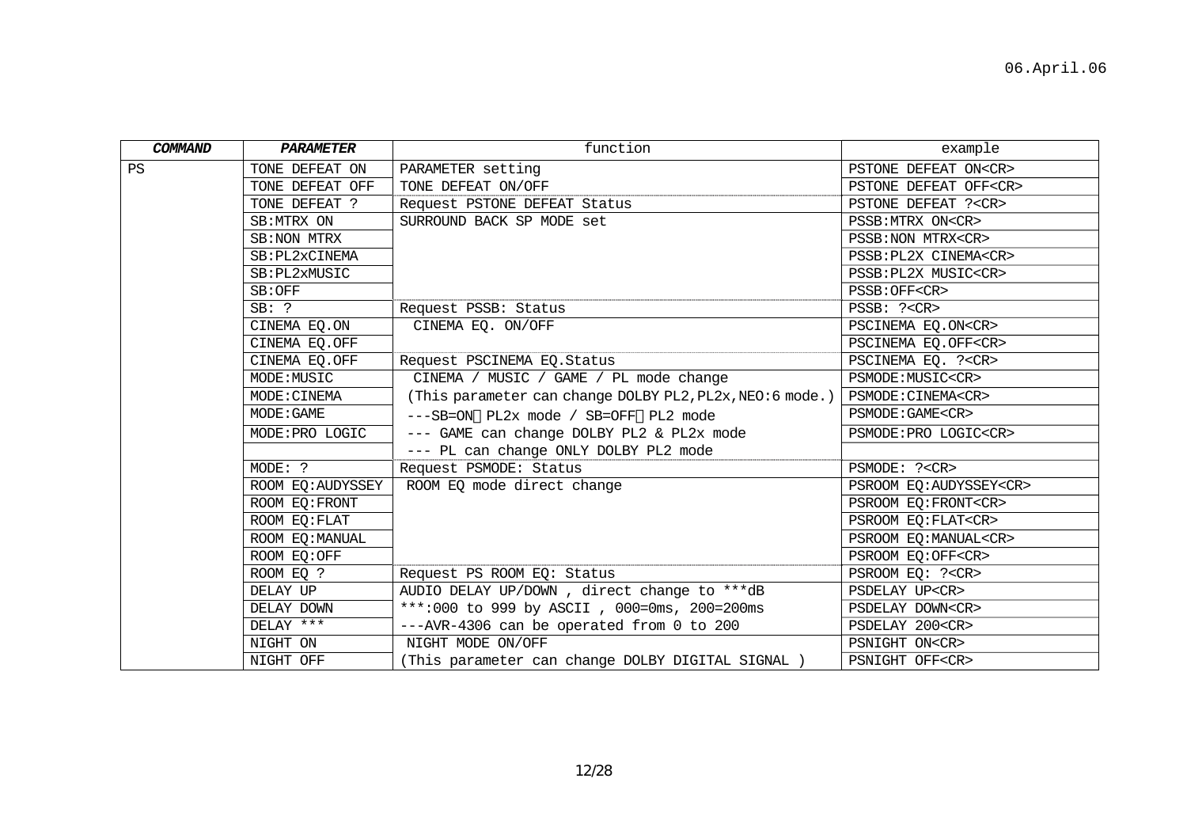06.April.06

| ***COMMAND*** | ***PARAMETER*** | function | example |
|---|---|---|---|
| PS | TONE DEFEAT ON | PARAMETER setting | PSTONE DEFEAT ON<CR> |
| | TONE DEFEAT OFF | TONE DEFEAT ON/OFF | PSTONE DEFEAT OFF<CR> |
| | TONE DEFEAT ? | Request PSTONE DEFEAT Status | PSTONE DEFEAT ?<CR> |
| | SB:MTRX ON | SURROUND BACK SP MODE set | PSSB:MTRX ON<CR> |
| | SB:NON MTRX | | PSSB:NON MTRX<CR> |
| | SB:PL2xCINEMA | | PSSB:PL2X CINEMA<CR> |
| | SB:PL2xMUSIC | | PSSB:PL2X MUSIC<CR> |
| | SB:OFF | | PSSB:OFF<CR> |
| | SB: ? | Request PSSB: Status | PSSB: ?<CR> |
| | CINEMA EQ.ON | CINEMA EQ. ON/OFF | PSCINEMA EQ.ON<CR> |
| | CINEMA EQ.OFF | | PSCINEMA EQ.OFF<CR> |
| | CINEMA EQ.OFF | Request PSCINEMA EQ.Status | PSCINEMA EQ. ?<CR> |
| | MODE:MUSIC | CINEMA / MUSIC / GAME / PL mode change | PSMODE:MUSIC<CR> |
| | MODE:CINEMA | (This parameter can change DOLBY PL2,PL2x,NEO:6 mode.) | PSMODE:CINEMA<CR> |
| | MODE:GAME | ---SB=ON PL2x mode / SB=OFF PL2 mode | PSMODE:GAME<CR> |
| | MODE:PRO LOGIC | --- GAME can change DOLBY PL2 & PL2x mode | PSMODE:PRO LOGIC<CR> |
| | | --- PL can change ONLY DOLBY PL2 mode | |
| | MODE: ? | Request PSMODE: Status | PSMODE: ?<CR> |
| | ROOM EQ:AUDYSSEY | ROOM EQ mode direct change | PSROOM EQ:AUDYSSEY<CR> |
| | ROOM EQ:FRONT | | PSROOM EQ:FRONT<CR> |
| | ROOM EQ:FLAT | | PSROOM EQ:FLAT<CR> |
| | ROOM EQ:MANUAL | | PSROOM EQ:MANUAL<CR> |
| | ROOM EQ:OFF | | PSROOM EQ:OFF<CR> |
| | ROOM EQ ? | Request PS ROOM EQ: Status | PSROOM EQ: ?<CR> |
| | DELAY UP | AUDIO DELAY UP/DOWN , direct change to ***dB | PSDELAY UP<CR> |
| | DELAY DOWN | ***:000 to 999 by ASCII , 000=0ms, 200=200ms | PSDELAY DOWN<CR> |
| | DELAY *** | ---AVR-4306 can be operated from 0 to 200 | PSDELAY 200<CR> |
| | NIGHT ON | NIGHT MODE ON/OFF | PSNIGHT ON<CR> |
| | NIGHT OFF | (This parameter can change DOLBY DIGITAL SIGNAL ) | PSNIGHT OFF<CR> |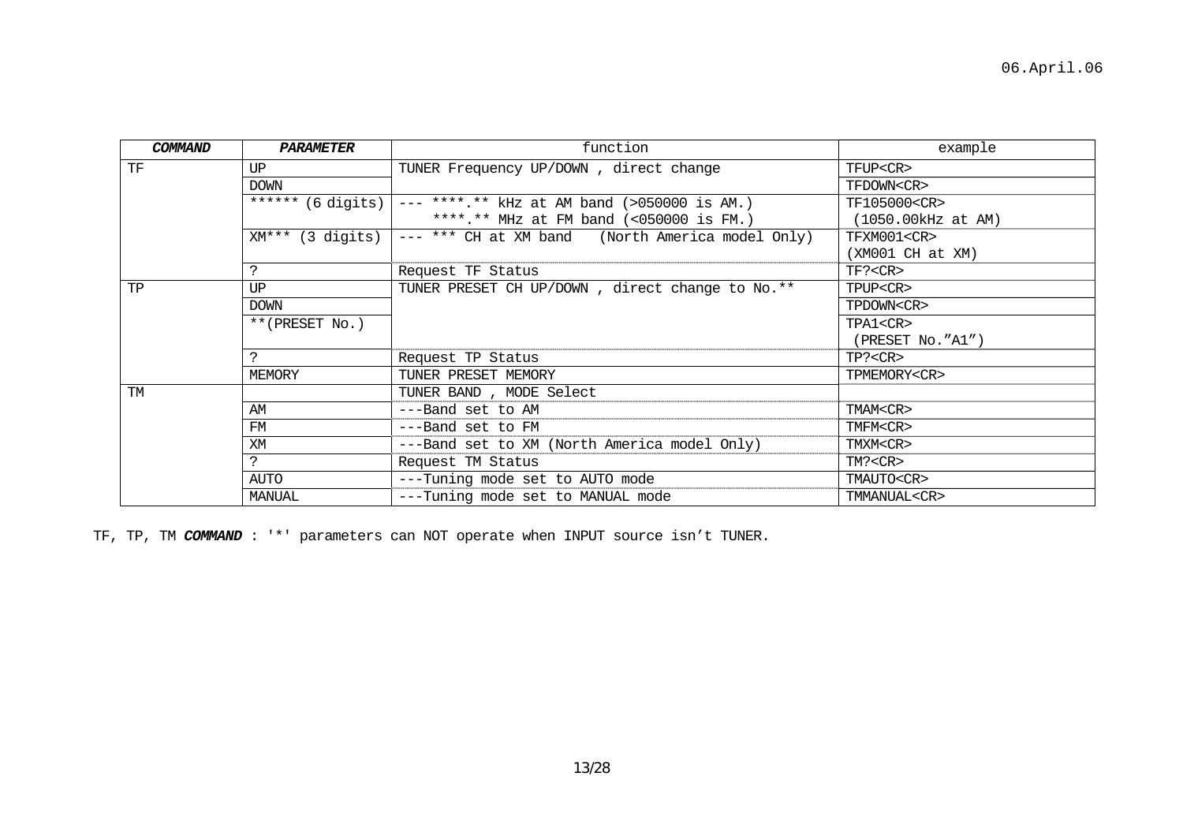06.April.06

| ***COMMAND*** | ***PARAMETER*** | function | example |
|---|---|---|---|
| TF | UP | TUNER Frequency UP/DOWN , direct change | TFUP<CR> |
| | DOWN | | TFDOWN<CR> |
| | ****** (6 digits) | --- ****.** kHz at AM band (>050000 is AM.)<br>****.** MHz at FM band (<050000 is FM.) | TF105000<CR><br>(1050.00kHz at AM) |
| | XM*** (3 digits) | --- *** CH at XM band (North America model Only) | TFXM001<CR><br>(XM001 CH at XM) |
| | ? | Request TF Status | TF?<CR> |
| TP | UP | TUNER PRESET CH UP/DOWN , direct change to No.** | TPUP<CR> |
| | DOWN | | TPDOWN<CR> |
| | **(PRESET No.) | | TPA1<CR><br>(PRESET No.”A1”) |
| | ? | Request TP Status | TP?<CR> |
| | MEMORY | TUNER PRESET MEMORY | TPMEMORY<CR> |
| TM | | TUNER BAND , MODE Select | |
| | AM | ---Band set to AM | TMAM<CR> |
| | FM | ---Band set to FM | TMFM<CR> |
| | XM | ---Band set to XM (North America model Only) | TMXM<CR> |
| | ? | Request TM Status | TM?<CR> |
| | AUTO | ---Tuning mode set to AUTO mode | TMAUTO<CR> |
| | MANUAL | ---Tuning mode set to MANUAL mode | TMMANUAL<CR> |

TF, TP, TM ***COMMAND*** : '*' parameters can NOT operate when INPUT source isn’t TUNER.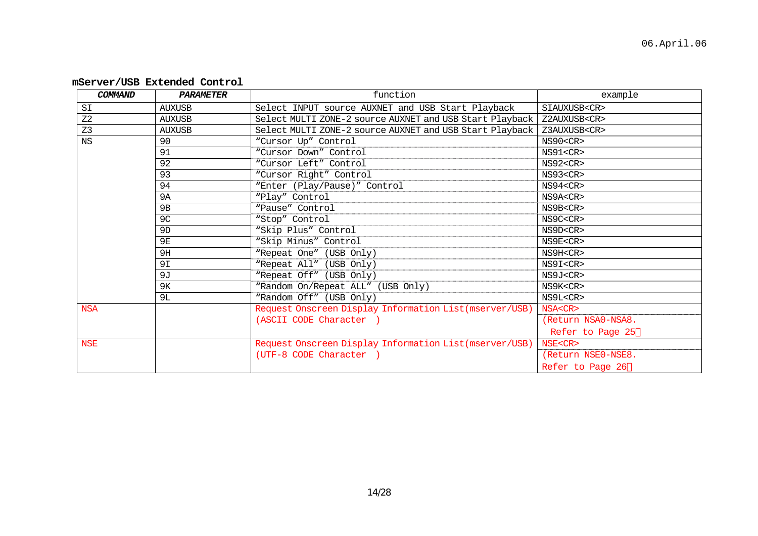**mServer/USB Extended Control**

| *COMMAND* | *PARAMETER* | function | example |
|---|---|---|---|
| SI | AUXUSB | Select INPUT source AUXNET and USB Start Playback | SIAUXUSB<CR> |
| Z2 | AUXUSB | Select MULTI ZONE-2 source AUXNET and USB Start Playback | Z2AUXUSB<CR> |
| Z3 | AUXUSB | Select MULTI ZONE-2 source AUXNET and USB Start Playback | Z3AUXUSB<CR> |
| NS | 90 | “Cursor Up” Control | NS90<CR> |
| | 91 | “Cursor Down” Control | NS91<CR> |
| | 92 | “Cursor Left” Control | NS92<CR> |
| | 93 | “Cursor Right” Control | NS93<CR> |
| | 94 | “Enter (Play/Pause)” Control | NS94<CR> |
| | 9A | “Play” Control | NS9A<CR> |
| | 9B | “Pause” Control | NS9B<CR> |
| | 9C | “Stop” Control | NS9C<CR> |
| | 9D | “Skip Plus” Control | NS9D<CR> |
| | 9E | “Skip Minus” Control | NS9E<CR> |
| | 9H | “Repeat One” (USB Only) | NS9H<CR> |
| | 9I | “Repeat All” (USB Only) | NS9I<CR> |
| | 9J | “Repeat Off” (USB Only) | NS9J<CR> |
| | 9K | “Random On/Repeat ALL” (USB Only) | NS9K<CR> |
| | 9L | “Random Off” (USB Only) | NS9L<CR> |
| NSA | | Request Onscreen Display Information List(mserver/USB) (ASCII CODE Character ) | NSA<CR> (Return NSA0-NSA8. Refer to Page 25) |
| NSE | | Request Onscreen Display Information List(mserver/USB) (UTF-8 CODE Character ) | NSE<CR> (Return NSE0-NSE8. Refer to Page 26) |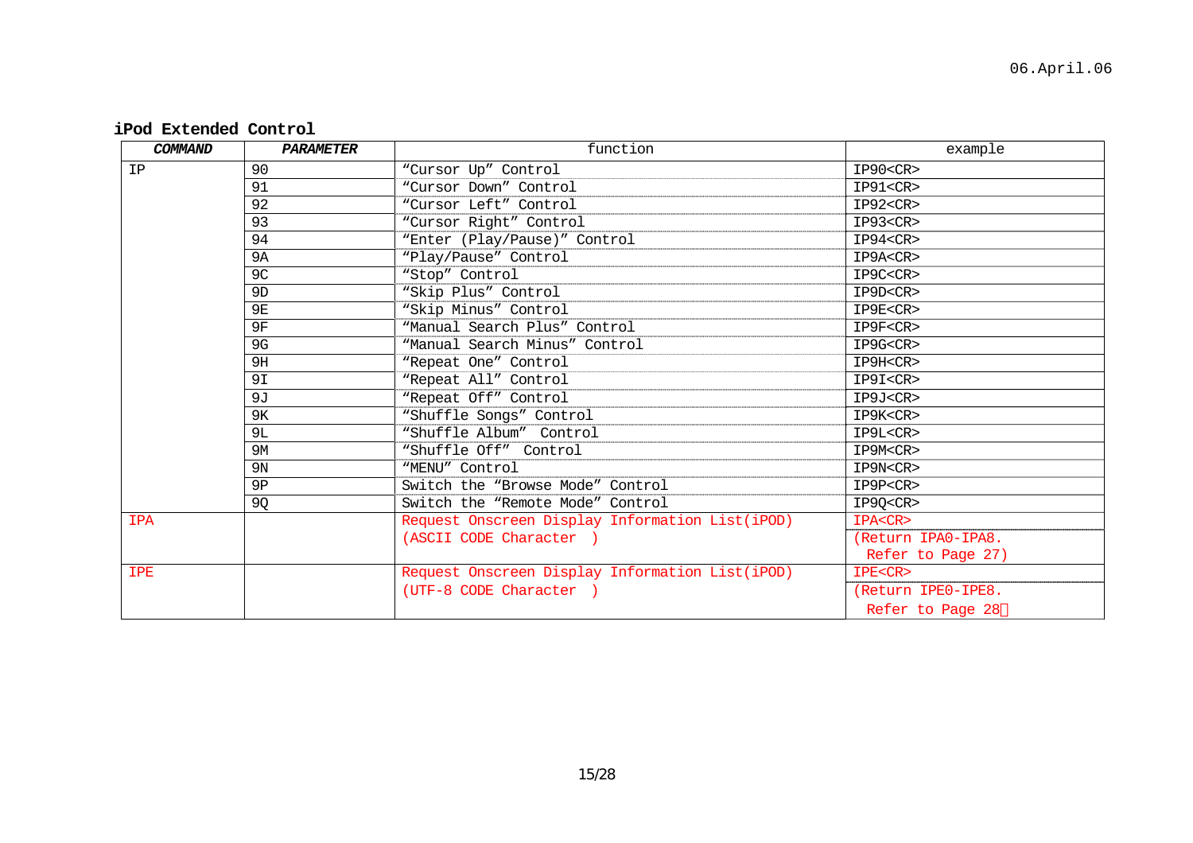## iPod Extended Control

| *COMMAND* | *PARAMETER* | function | example |
|---|---|---|---|
| IP | 90 | “Cursor Up” Control | IP90<CR> |
| | 91 | “Cursor Down” Control | IP91<CR> |
| | 92 | “Cursor Left” Control | IP92<CR> |
| | 93 | “Cursor Right” Control | IP93<CR> |
| | 94 | “Enter (Play/Pause)” Control | IP94<CR> |
| | 9A | “Play/Pause” Control | IP9A<CR> |
| | 9C | “Stop” Control | IP9C<CR> |
| | 9D | “Skip Plus” Control | IP9D<CR> |
| | 9E | “Skip Minus” Control | IP9E<CR> |
| | 9F | “Manual Search Plus” Control | IP9F<CR> |
| | 9G | “Manual Search Minus” Control | IP9G<CR> |
| | 9H | “Repeat One” Control | IP9H<CR> |
| | 9I | “Repeat All” Control | IP9I<CR> |
| | 9J | “Repeat Off” Control | IP9J<CR> |
| | 9K | “Shuffle Songs” Control | IP9K<CR> |
| | 9L | “Shuffle Album” Control | IP9L<CR> |
| | 9M | “Shuffle Off” Control | IP9M<CR> |
| | 9N | “MENU” Control | IP9N<CR> |
| | 9P | Switch the “Browse Mode” Control | IP9P<CR> |
| | 9Q | Switch the “Remote Mode” Control | IP9Q<CR> |
| IPA | | Request Onscreen Display Information List(iPOD) (ASCII CODE Character ) | IPA<CR> (Return IPA0-IPA8. Refer to Page 27) |
| IPE | | Request Onscreen Display Information List(iPOD) (UTF-8 CODE Character ) | IPE<CR> (Return IPE0-IPE8. Refer to Page 28) |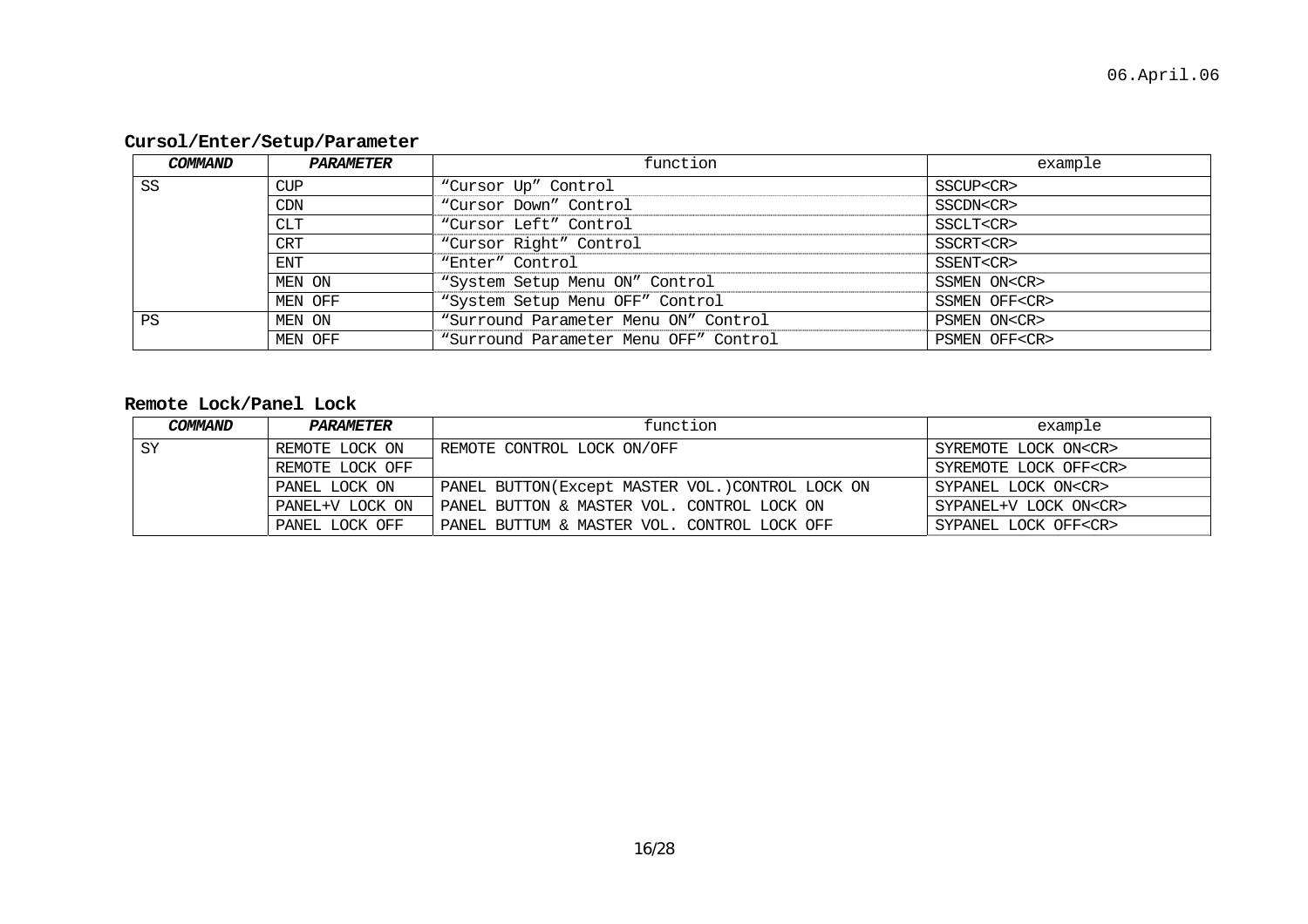### Cursol/Enter/Setup/Parameter

| ***COMMAND*** | ***PARAMETER*** | function | example |
|---|---|---|---|
| SS | CUP | “Cursor Up” Control | SSCUP<CR> |
| | CDN | “Cursor Down” Control | SSCDN<CR> |
| | CLT | “Cursor Left” Control | SSCLT<CR> |
| | CRT | “Cursor Right” Control | SSCRT<CR> |
| | ENT | “Enter” Control | SSENT<CR> |
| | MEN ON | “System Setup Menu ON” Control | SSMEN ON<CR> |
| | MEN OFF | “System Setup Menu OFF” Control | SSMEN OFF<CR> |
| PS | MEN ON | “Surround Parameter Menu ON” Control | PSMEN ON<CR> |
| | MEN OFF | “Surround Parameter Menu OFF” Control | PSMEN OFF<CR> |

### Remote Lock/Panel Lock

| ***COMMAND*** | ***PARAMETER*** | function | example |
|---|---|---|---|
| SY | REMOTE LOCK ON | REMOTE CONTROL LOCK ON/OFF | SYREMOTE LOCK ON<CR> |
| | REMOTE LOCK OFF | | SYREMOTE LOCK OFF<CR> |
| | PANEL LOCK ON | PANEL BUTTON(Except MASTER VOL.)CONTROL LOCK ON | SYPANEL LOCK ON<CR> |
| | PANEL+V LOCK ON | PANEL BUTTON & MASTER VOL. CONTROL LOCK ON | SYPANEL+V LOCK ON<CR> |
| | PANEL LOCK OFF | PANEL BUTTUM & MASTER VOL. CONTROL LOCK OFF | SYPANEL LOCK OFF<CR> |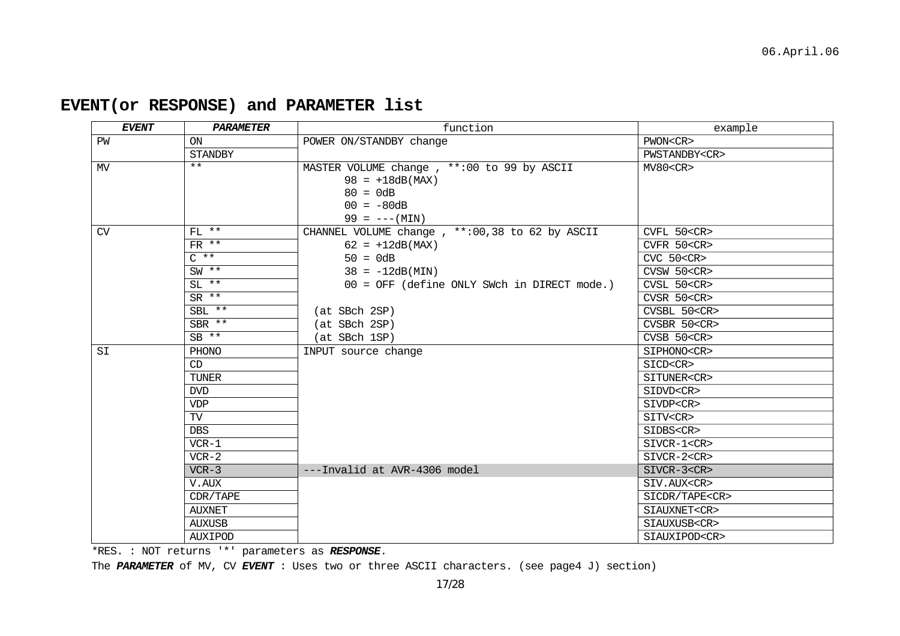## EVENT(or RESPONSE) and PARAMETER list

| ***EVENT*** | ***PARAMETER*** | function | example |
|---|---|---|---|
| PW | ON | POWER ON/STANDBY change | PWON<CR> |
| | STANDBY | | PWSTANDBY<CR> |
| MV | ** | MASTER VOLUME change , **:00 to 99 by ASCII<br>98 = +18dB(MAX)<br>80 = 0dB<br>00 = -80dB<br>99 = ---(MIN) | MV80<CR> |
| CV | FL ** | CHANNEL VOLUME change , **:00,38 to 62 by ASCII | CVFL 50<CR> |
| | FR ** | 62 = +12dB(MAX) | CVFR 50<CR> |
| | C ** | 50 = 0dB | CVC 50<CR> |
| | SW ** | 38 = -12dB(MIN) | CVSW 50<CR> |
| | SL ** | 00 = OFF (define ONLY SWch in DIRECT mode.) | CVSL 50<CR> |
| | SR ** | | CVSR 50<CR> |
| | SBL ** | (at SBch 2SP) | CVSBL 50<CR> |
| | SBR ** | (at SBch 2SP) | CVSBR 50<CR> |
| | SB ** | (at SBch 1SP) | CVSB 50<CR> |
| SI | PHONO | INPUT source change | SIPHONO<CR> |
| | CD | | SICD<CR> |
| | TUNER | | SITUNER<CR> |
| | DVD | | SIDVD<CR> |
| | VDP | | SIVDP<CR> |
| | TV | | SITV<CR> |
| | DBS | | SIDBS<CR> |
| | VCR-1 | | SIVCR-1<CR> |
| | VCR-2 | | SIVCR-2<CR> |
| | VCR-3 | ---Invalid at AVR-4306 model | SIVCR-3<CR> |
| | V.AUX | | SIV.AUX<CR> |
| | CDR/TAPE | | SICDR/TAPE<CR> |
| | AUXNET | | SIAUXNET<CR> |
| | AUXUSB | | SIAUXUSB<CR> |
| | AUXIPOD | | SIAUXIPOD<CR> |

*RES. : NOT returns '*' parameters as ***RESPONSE***.

The ***PARAMETER*** of MV, CV ***EVENT*** : Uses two or three ASCII characters. (see page4 J) section)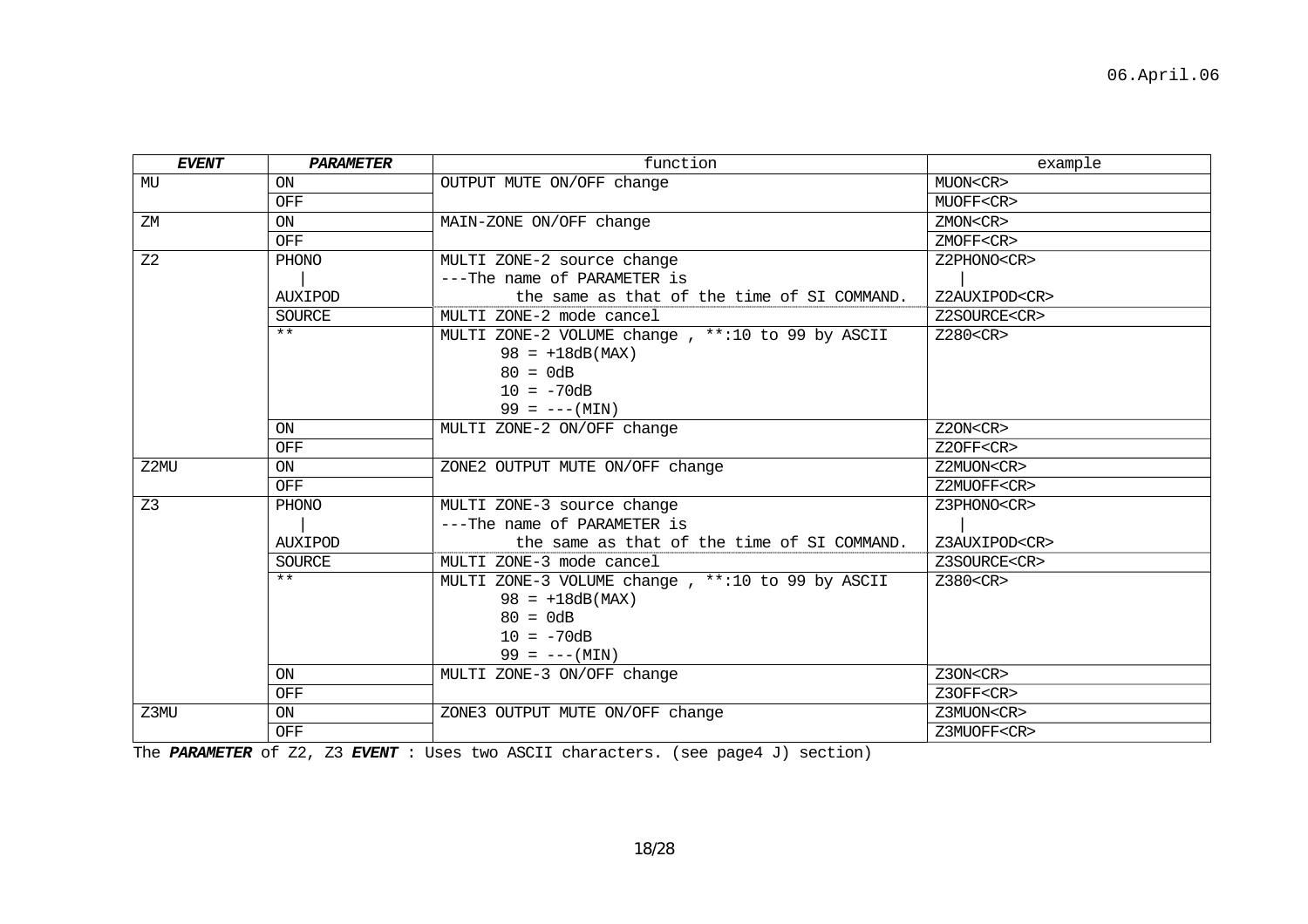06.April.06

| ***EVENT*** | ***PARAMETER*** | function | example |
|---|---|---|---|
| MU | ON | OUTPUT MUTE ON/OFF change | MUON<CR> |
| | OFF | | MUOFF<CR> |
| ZM | ON | MAIN-ZONE ON/OFF change | ZMON<CR> |
| | OFF | | ZMOFF<CR> |
| Z2 | PHONO<br>\|<br>AUXIPOD | MULTI ZONE-2 source change<br>---The name of PARAMETER is<br>the same as that of the time of SI COMMAND. | Z2PHONO<CR><br>\|<br>Z2AUXIPOD<CR> |
| | SOURCE | MULTI ZONE-2 mode cancel | Z2SOURCE<CR> |
| | ** | MULTI ZONE-2 VOLUME change , **:10 to 99 by ASCII<br>98 = +18dB(MAX)<br>80 = 0dB<br>10 = -70dB<br>99 = ---(MIN) | Z280<CR> |
| | ON | MULTI ZONE-2 ON/OFF change | Z2ON<CR> |
| | OFF | | Z2OFF<CR> |
| Z2MU | ON | ZONE2 OUTPUT MUTE ON/OFF change | Z2MUON<CR> |
| | OFF | | Z2MUOFF<CR> |
| Z3 | PHONO<br>\|<br>AUXIPOD | MULTI ZONE-3 source change<br>---The name of PARAMETER is<br>the same as that of the time of SI COMMAND. | Z3PHONO<CR><br>\|<br>Z3AUXIPOD<CR> |
| | SOURCE | MULTI ZONE-3 mode cancel | Z3SOURCE<CR> |
| | ** | MULTI ZONE-3 VOLUME change , **:10 to 99 by ASCII<br>98 = +18dB(MAX)<br>80 = 0dB<br>10 = -70dB<br>99 = ---(MIN) | Z380<CR> |
| | ON | MULTI ZONE-3 ON/OFF change | Z3ON<CR> |
| | OFF | | Z3OFF<CR> |
| Z3MU | ON | ZONE3 OUTPUT MUTE ON/OFF change | Z3MUON<CR> |
| | OFF | | Z3MUOFF<CR> |

The ***PARAMETER*** of Z2, Z3 ***EVENT*** : Uses two ASCII characters. (see page4 J) section)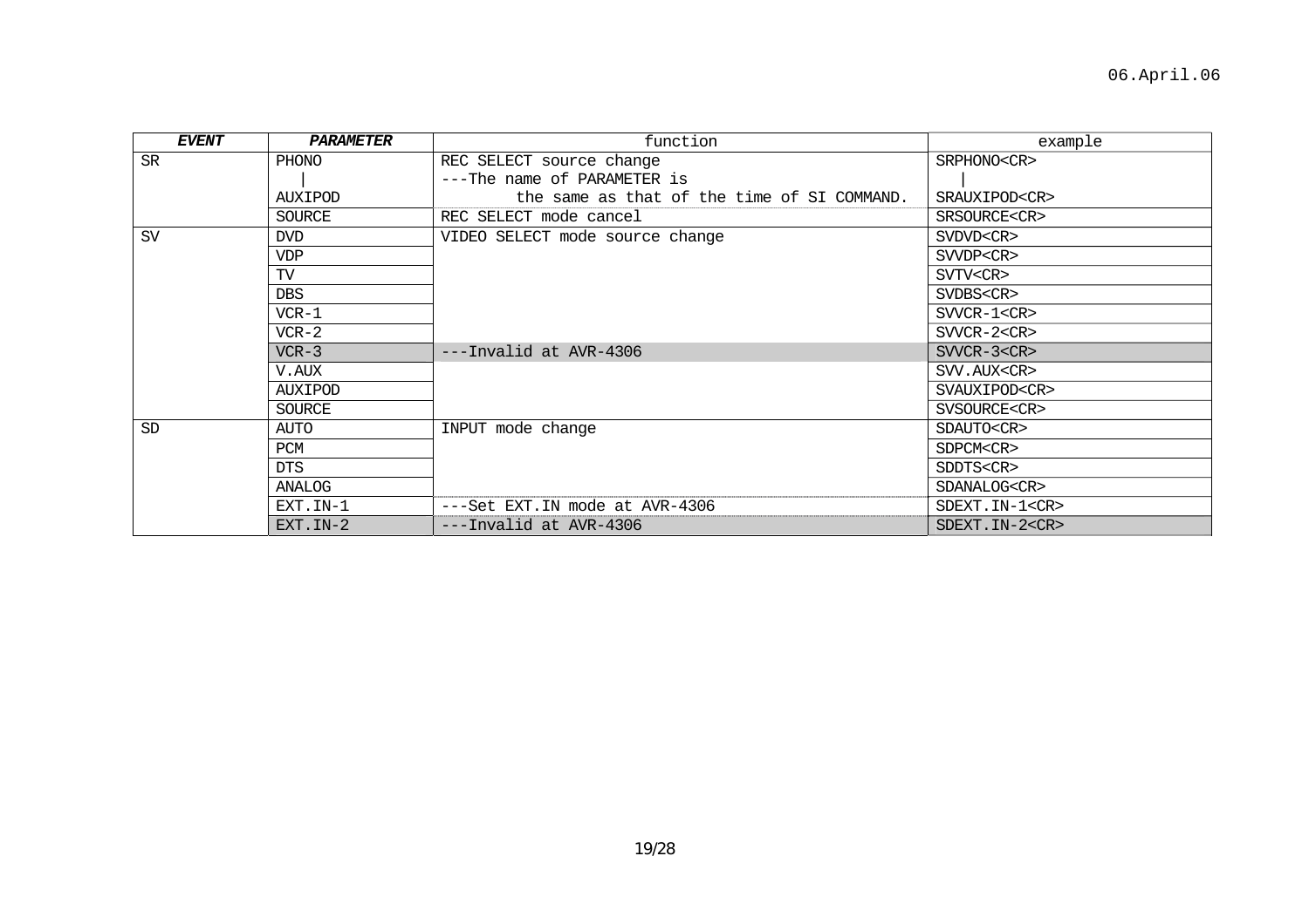| ***EVENT*** | ***PARAMETER*** | function | example |
|---|---|---|---|
| SR | PHONO<br>\|<br>AUXIPOD | REC SELECT source change<br>---The name of PARAMETER is<br>the same as that of the time of SI COMMAND. | SRPHONO<CR><br>\|<br>SRAUXIPOD<CR> |
| | SOURCE | REC SELECT mode cancel | SRSOURCE<CR> |
| SV | DVD | VIDEO SELECT mode source change | SVDVD<CR> |
| | VDP | | SVVDP<CR> |
| | TV | | SVTV<CR> |
| | DBS | | SVDBS<CR> |
| | VCR-1 | | SVVCR-1<CR> |
| | VCR-2 | | SVVCR-2<CR> |
| | VCR-3 | ---Invalid at AVR-4306 | SVVCR-3<CR> |
| | V.AUX | | SVV.AUX<CR> |
| | AUXIPOD | | SVAUXIPOD<CR> |
| | SOURCE | | SVSOURCE<CR> |
| SD | AUTO | INPUT mode change | SDAUTO<CR> |
| | PCM | | SDPCM<CR> |
| | DTS | | SDDTS<CR> |
| | ANALOG | | SDANALOG<CR> |
| | EXT.IN-1 | ---Set EXT.IN mode at AVR-4306 | SDEXT.IN-1<CR> |
| | EXT.IN-2 | ---Invalid at AVR-4306 | SDEXT.IN-2<CR> |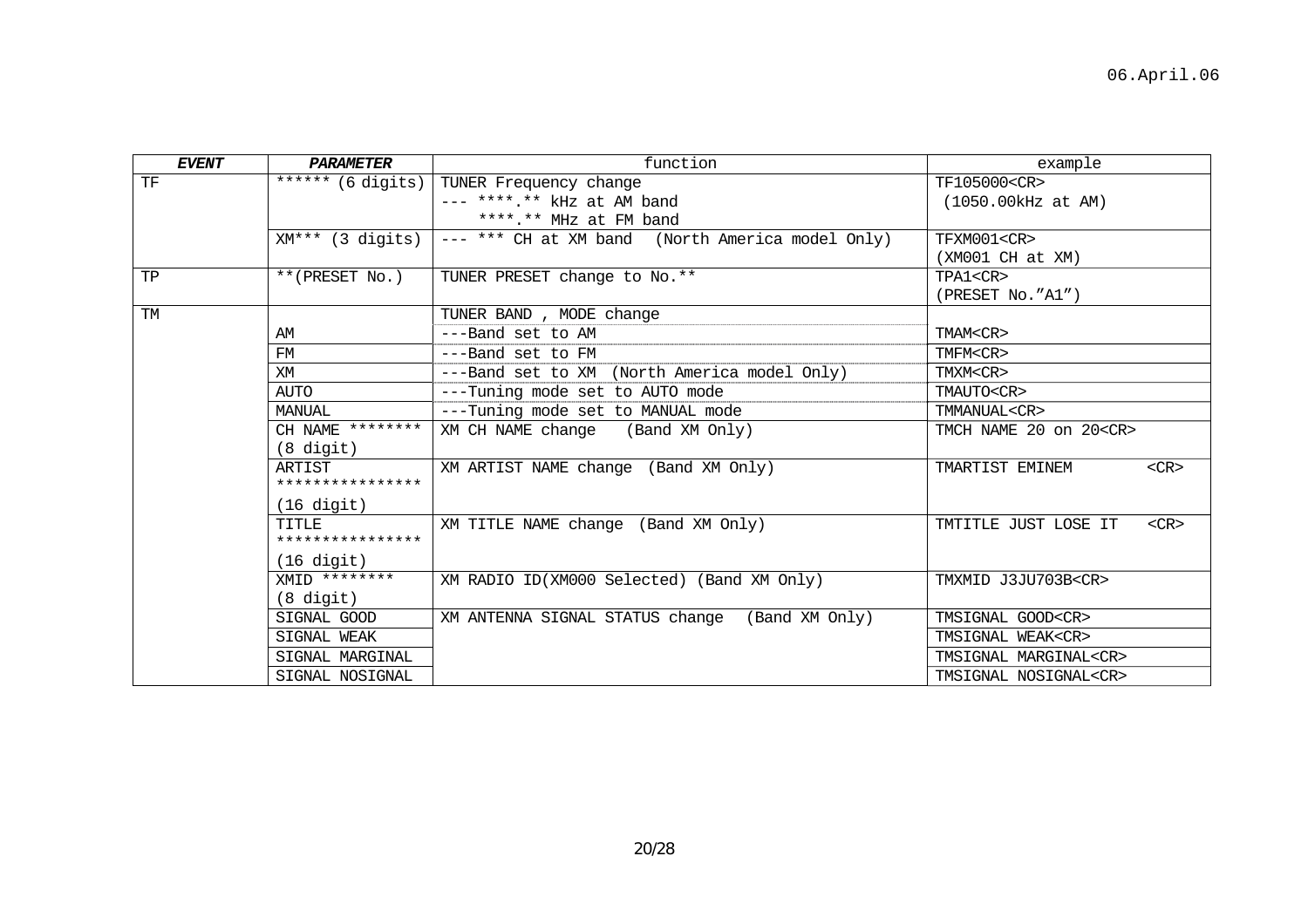| ***EVENT*** | ***PARAMETER*** | function | example |
|---|---|---|---|
| TF | ****** (6 digits) | TUNER Frequency change<br>--- ****.** kHz at AM band<br>****.** MHz at FM band | TF105000<CR><br>(1050.00kHz at AM) |
| | XM*** (3 digits) | --- *** CH at XM band (North America model Only) | TFXM001<CR><br>(XM001 CH at XM) |
| TP | **(PRESET No.) | TUNER PRESET change to No.** | TPA1<CR><br>(PRESET No."A1") |
| TM | | TUNER BAND , MODE change | |
| | AM | ---Band set to AM | TMAM<CR> |
| | FM | ---Band set to FM | TMFM<CR> |
| | XM | ---Band set to XM (North America model Only) | TMXM<CR> |
| | AUTO | ---Tuning mode set to AUTO mode | TMAUTO<CR> |
| | MANUAL | ---Tuning mode set to MANUAL mode | TMMANUAL<CR> |
| | CH NAME ********<br>(8 digit) | XM CH NAME change (Band XM Only) | TMCH NAME 20 on 20<CR> |
| | ARTIST<br>****************<br>(16 digit) | XM ARTIST NAME change (Band XM Only) | TMARTIST EMINEM <CR> |
| | TITLE<br>****************<br>(16 digit) | XM TITLE NAME change (Band XM Only) | TMTITLE JUST LOSE IT <CR> |
| | XMID ********<br>(8 digit) | XM RADIO ID(XM000 Selected) (Band XM Only) | TMXMID J3JU703B<CR> |
| | SIGNAL GOOD | XM ANTENNA SIGNAL STATUS change (Band XM Only) | TMSIGNAL GOOD<CR> |
| | SIGNAL WEAK | | TMSIGNAL WEAK<CR> |
| | SIGNAL MARGINAL | | TMSIGNAL MARGINAL<CR> |
| | SIGNAL NOSIGNAL | | TMSIGNAL NOSIGNAL<CR> |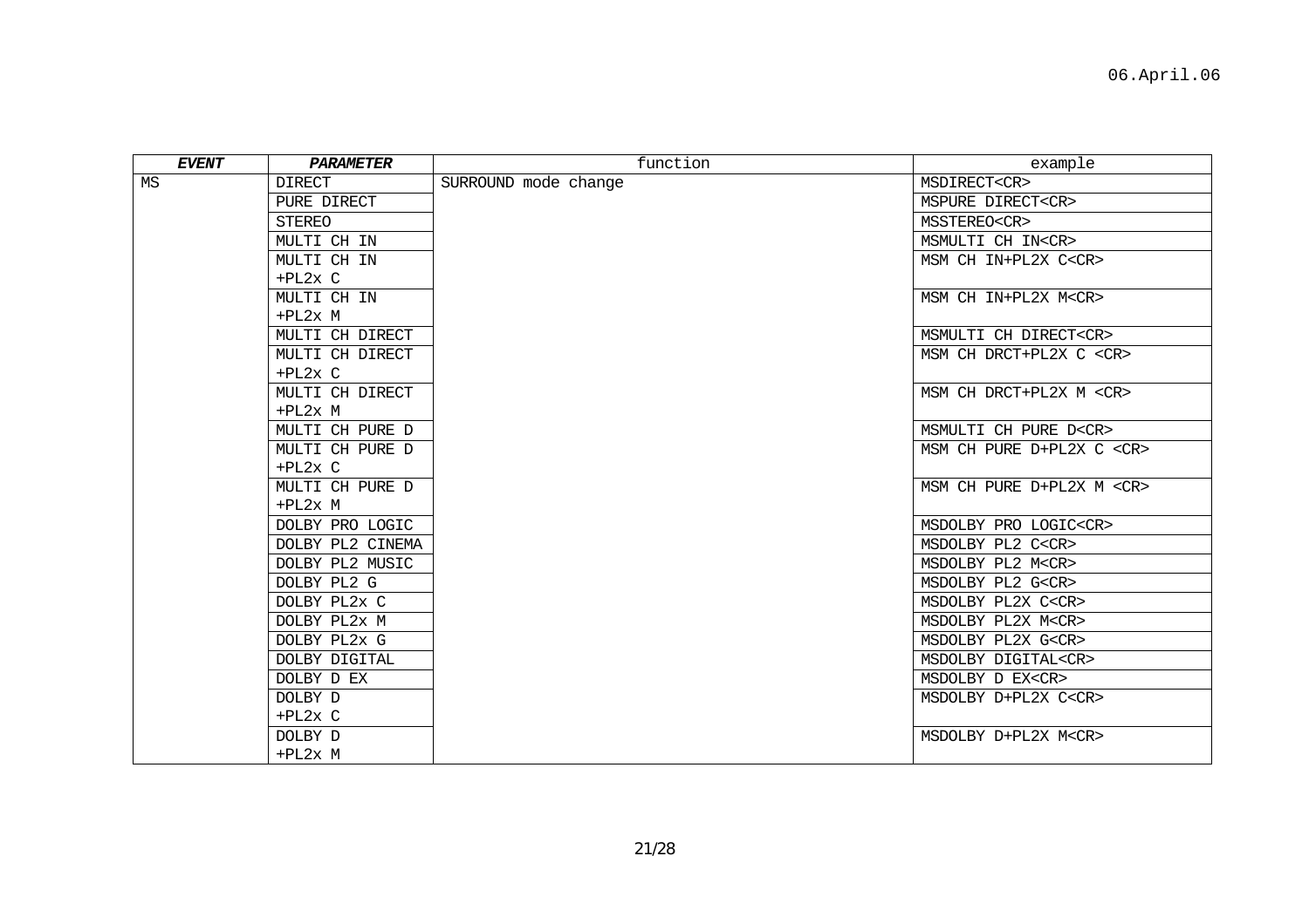| ***EVENT*** | ***PARAMETER*** | function | example |
|---|---|---|---|
| MS | DIRECT | SURROUND mode change | MSDIRECT<CR> |
| | PURE DIRECT | | MSPURE DIRECT<CR> |
| | STEREO | | MSSTEREO<CR> |
| | MULTI CH IN | | MSMULTI CH IN<CR> |
| | MULTI CH IN +PL2x C | | MSM CH IN+PL2X C<CR> |
| | MULTI CH IN +PL2x M | | MSM CH IN+PL2X M<CR> |
| | MULTI CH DIRECT | | MSMULTI CH DIRECT<CR> |
| | MULTI CH DIRECT +PL2x C | | MSM CH DRCT+PL2X C <CR> |
| | MULTI CH DIRECT +PL2x M | | MSM CH DRCT+PL2X M <CR> |
| | MULTI CH PURE D | | MSMULTI CH PURE D<CR> |
| | MULTI CH PURE D +PL2x C | | MSM CH PURE D+PL2X C <CR> |
| | MULTI CH PURE D +PL2x M | | MSM CH PURE D+PL2X M <CR> |
| | DOLBY PRO LOGIC | | MSDOLBY PRO LOGIC<CR> |
| | DOLBY PL2 CINEMA | | MSDOLBY PL2 C<CR> |
| | DOLBY PL2 MUSIC | | MSDOLBY PL2 M<CR> |
| | DOLBY PL2 G | | MSDOLBY PL2 G<CR> |
| | DOLBY PL2x C | | MSDOLBY PL2X C<CR> |
| | DOLBY PL2x M | | MSDOLBY PL2X M<CR> |
| | DOLBY PL2x G | | MSDOLBY PL2X G<CR> |
| | DOLBY DIGITAL | | MSDOLBY DIGITAL<CR> |
| | DOLBY D EX | | MSDOLBY D EX<CR> |
| | DOLBY D +PL2x C | | MSDOLBY D+PL2X C<CR> |
| | DOLBY D +PL2x M | | MSDOLBY D+PL2X M<CR> |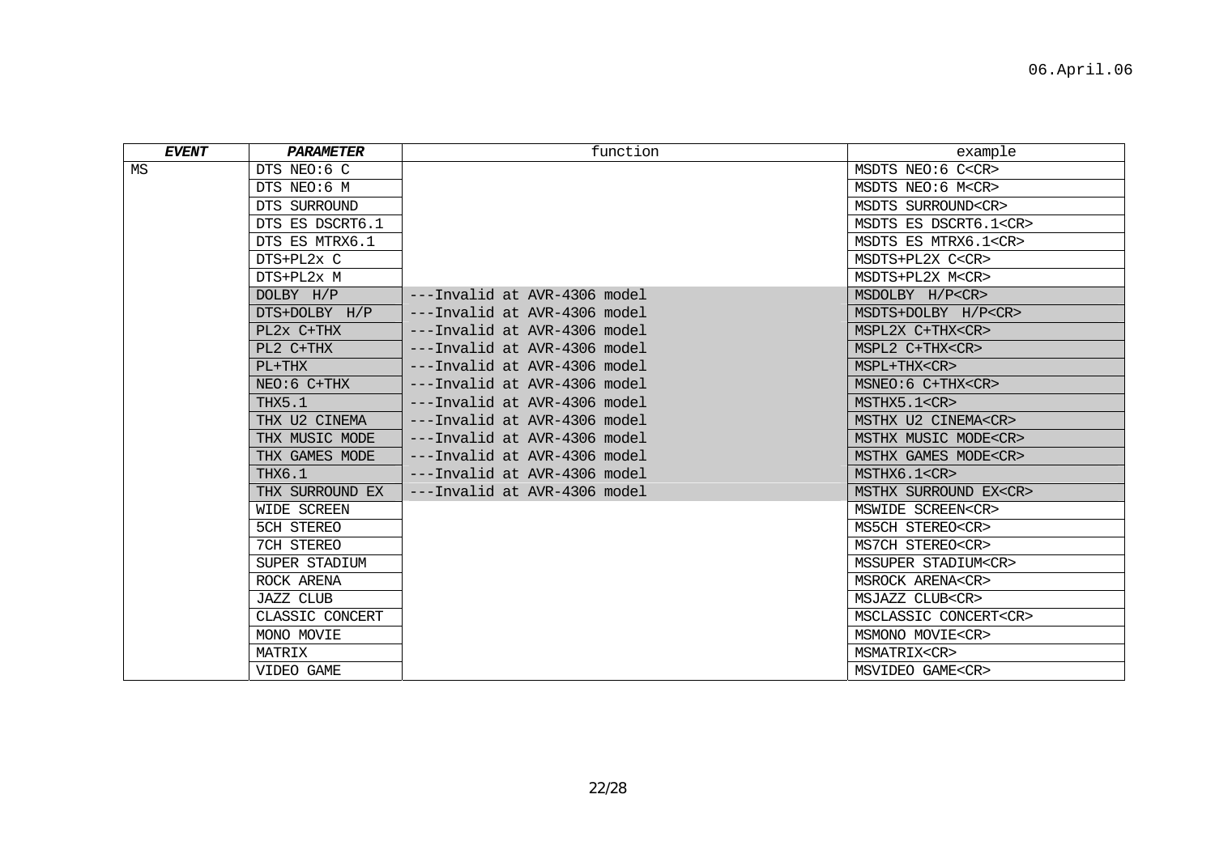06.April.06

| ***EVENT*** | ***PARAMETER*** | function | example |
| --- | --- | --- | --- |
| MS | DTS NEO:6 C | | MSDTS NEO:6 C<CR> |
| | DTS NEO:6 M | | MSDTS NEO:6 M<CR> |
| | DTS SURROUND | | MSDTS SURROUND<CR> |
| | DTS ES DSCRT6.1 | | MSDTS ES DSCRT6.1<CR> |
| | DTS ES MTRX6.1 | | MSDTS ES MTRX6.1<CR> |
| | DTS+PL2x C | | MSDTS+PL2X C<CR> |
| | DTS+PL2x M | | MSDTS+PL2X M<CR> |
| | DOLBY H/P | ---Invalid at AVR-4306 model | MSDOLBY H/P<CR> |
| | DTS+DOLBY H/P | ---Invalid at AVR-4306 model | MSDTS+DOLBY H/P<CR> |
| | PL2x C+THX | ---Invalid at AVR-4306 model | MSPL2X C+THX<CR> |
| | PL2 C+THX | ---Invalid at AVR-4306 model | MSPL2 C+THX<CR> |
| | PL+THX | ---Invalid at AVR-4306 model | MSPL+THX<CR> |
| | NEO:6 C+THX | ---Invalid at AVR-4306 model | MSNEO:6 C+THX<CR> |
| | THX5.1 | ---Invalid at AVR-4306 model | MSTHX5.1<CR> |
| | THX U2 CINEMA | ---Invalid at AVR-4306 model | MSTHX U2 CINEMA<CR> |
| | THX MUSIC MODE | ---Invalid at AVR-4306 model | MSTHX MUSIC MODE<CR> |
| | THX GAMES MODE | ---Invalid at AVR-4306 model | MSTHX GAMES MODE<CR> |
| | THX6.1 | ---Invalid at AVR-4306 model | MSTHX6.1<CR> |
| | THX SURROUND EX | ---Invalid at AVR-4306 model | MSTHX SURROUND EX<CR> |
| | WIDE SCREEN | | MSWIDE SCREEN<CR> |
| | 5CH STEREO | | MS5CH STEREO<CR> |
| | 7CH STEREO | | MS7CH STEREO<CR> |
| | SUPER STADIUM | | MSSUPER STADIUM<CR> |
| | ROCK ARENA | | MSROCK ARENA<CR> |
| | JAZZ CLUB | | MSJAZZ CLUB<CR> |
| | CLASSIC CONCERT | | MSCLASSIC CONCERT<CR> |
| | MONO MOVIE | | MSMONO MOVIE<CR> |
| | MATRIX | | MSMATRIX<CR> |
| | VIDEO GAME | | MSVIDEO GAME<CR> |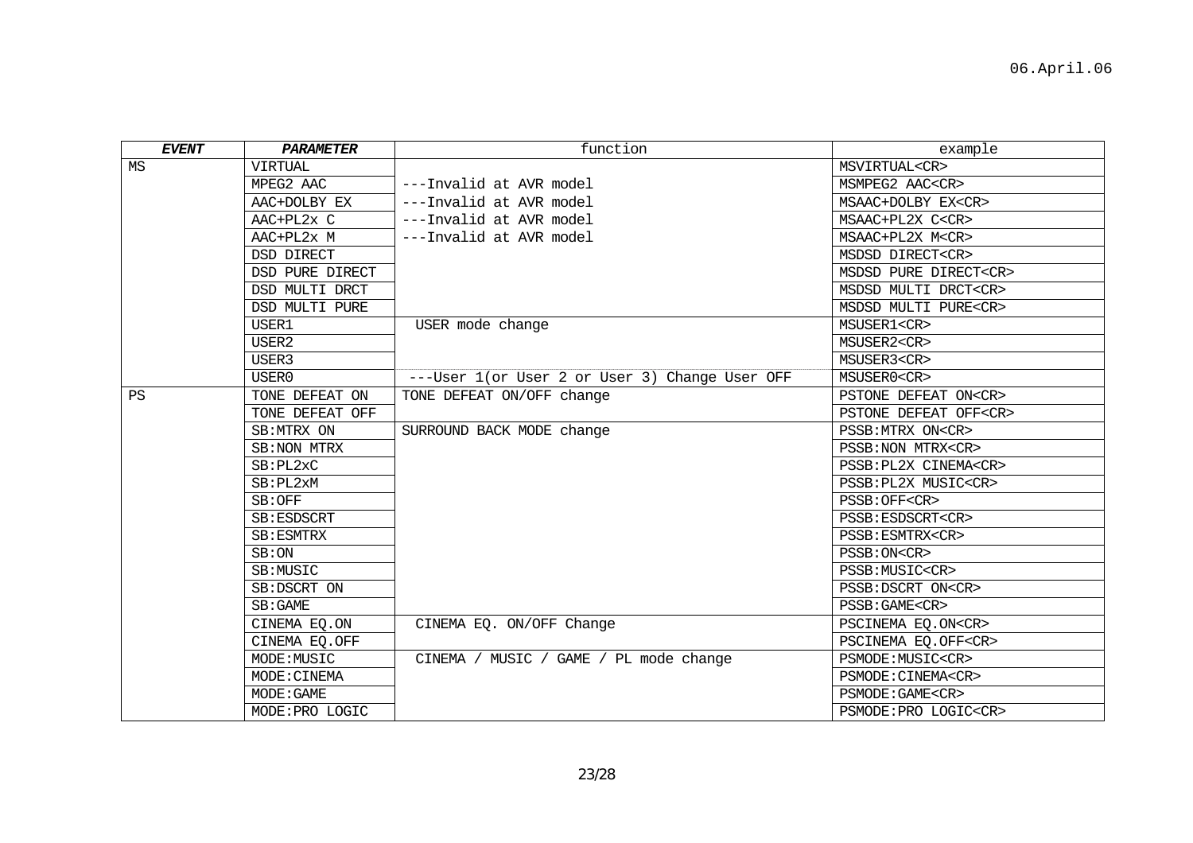| ***EVENT*** | ***PARAMETER*** | function | example |
|---|---|---|---|
| MS | VIRTUAL | | MSVIRTUAL<CR> |
| | MPEG2 AAC | ---Invalid at AVR model | MSMPEG2 AAC<CR> |
| | AAC+DOLBY EX | ---Invalid at AVR model | MSAAC+DOLBY EX<CR> |
| | AAC+PL2x C | ---Invalid at AVR model | MSAAC+PL2X C<CR> |
| | AAC+PL2x M | ---Invalid at AVR model | MSAAC+PL2X M<CR> |
| | DSD DIRECT | | MSDSD DIRECT<CR> |
| | DSD PURE DIRECT | | MSDSD PURE DIRECT<CR> |
| | DSD MULTI DRCT | | MSDSD MULTI DRCT<CR> |
| | DSD MULTI PURE | | MSDSD MULTI PURE<CR> |
| | USER1 | USER mode change | MSUSER1<CR> |
| | USER2 | | MSUSER2<CR> |
| | USER3 | | MSUSER3<CR> |
| | USER0 | ---User 1(or User 2 or User 3) Change User OFF | MSUSER0<CR> |
| PS | TONE DEFEAT ON | TONE DEFEAT ON/OFF change | PSTONE DEFEAT ON<CR> |
| | TONE DEFEAT OFF | | PSTONE DEFEAT OFF<CR> |
| | SB:MTRX ON | SURROUND BACK MODE change | PSSB:MTRX ON<CR> |
| | SB:NON MTRX | | PSSB:NON MTRX<CR> |
| | SB:PL2xC | | PSSB:PL2X CINEMA<CR> |
| | SB:PL2xM | | PSSB:PL2X MUSIC<CR> |
| | SB:OFF | | PSSB:OFF<CR> |
| | SB:ESDSCRT | | PSSB:ESDSCRT<CR> |
| | SB:ESMTRX | | PSSB:ESMTRX<CR> |
| | SB:ON | | PSSB:ON<CR> |
| | SB:MUSIC | | PSSB:MUSIC<CR> |
| | SB:DSCRT ON | | PSSB:DSCRT ON<CR> |
| | SB:GAME | | PSSB:GAME<CR> |
| | CINEMA EQ.ON | CINEMA EQ. ON/OFF Change | PSCINEMA EQ.ON<CR> |
| | CINEMA EQ.OFF | | PSCINEMA EQ.OFF<CR> |
| | MODE:MUSIC | CINEMA / MUSIC / GAME / PL mode change | PSMODE:MUSIC<CR> |
| | MODE:CINEMA | | PSMODE:CINEMA<CR> |
| | MODE:GAME | | PSMODE:GAME<CR> |
| | MODE:PRO LOGIC | | PSMODE:PRO LOGIC<CR> |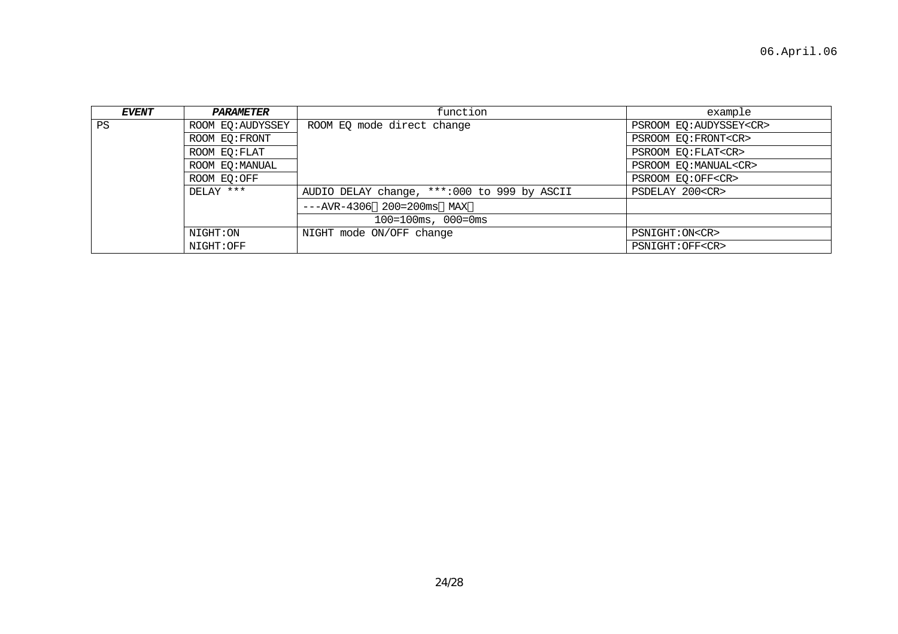| ***EVENT*** | ***PARAMETER*** | function | example |
|---|---|---|---|
| PS | ROOM EQ:AUDYSSEY | ROOM EQ mode direct change | PSROOM EQ:AUDYSSEY<CR> |
| | ROOM EQ:FRONT | | PSROOM EQ:FRONT<CR> |
| | ROOM EQ:FLAT | | PSROOM EQ:FLAT<CR> |
| | ROOM EQ:MANUAL | | PSROOM EQ:MANUAL<CR> |
| | ROOM EQ:OFF | | PSROOM EQ:OFF<CR> |
| | DELAY *** | AUDIO DELAY change, ***:000 to 999 by ASCII | PSDELAY 200<CR> |
| | | ---AVR-4306（200=200ms（MAX） | |
| | | 100=100ms, 000=0ms | |
| | NIGHT:ON | NIGHT mode ON/OFF change | PSNIGHT:ON<CR> |
| | NIGHT:OFF | | PSNIGHT:OFF<CR> |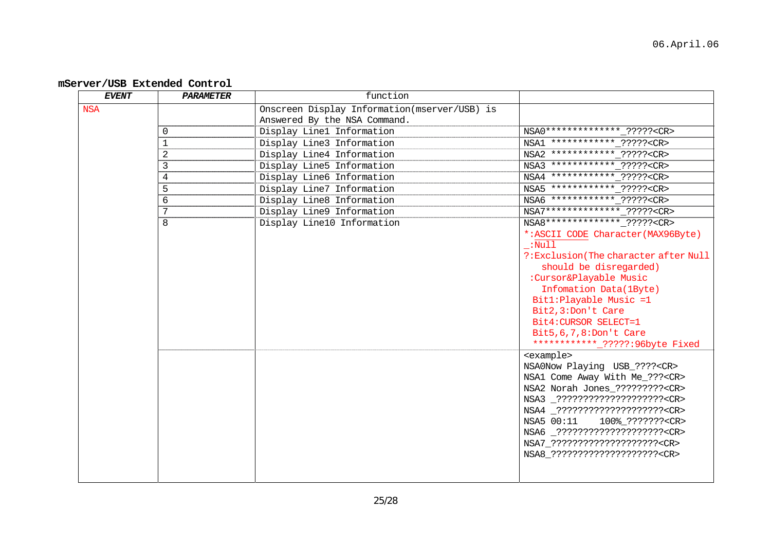**mServer/USB Extended Control**

| *EVENT* | *PARAMETER* | function | |
|---|---|---|---|
| NSA | | Onscreen Display Information(mserver/USB) is Answered By the NSA Command. | |
| | 0 | Display Line1 Information | NSA0**************_?????<CR> |
| | 1 | Display Line3 Information | NSA1 ************_?????<CR> |
| | 2 | Display Line4 Information | NSA2 ************_?????<CR> |
| | 3 | Display Line5 Information | NSA3 ************_?????<CR> |
| | 4 | Display Line6 Information | NSA4 ************_?????<CR> |
| | 5 | Display Line7 Information | NSA5 ************_?????<CR> |
| | 6 | Display Line8 Information | NSA6 ************_?????<CR> |
| | 7 | Display Line9 Information | NSA7**************_?????<CR> |
| | 8 | Display Line10 Information | NSA8**************_?????<CR><br>*:ASCII CODE Character(MAX96Byte)<br>_:Null<br>?:Exclusion(The character after Null should be disregarded)<br>:Cursor&Playable Music Infomation Data(1Byte)<br>Bit1:Playable Music =1<br>Bit2,3:Don't Care<br>Bit4:CURSOR SELECT=1<br>Bit5,6,7,8:Don't Care<br>************_?????:96byte Fixed |
| | | | <example><br>NSA0Now Playing USB_????<CR><br>NSA1 Come Away With Me_???<CR><br>NSA2 Norah Jones_?????????<CR><br>NSA3 _????????????????????<CR><br>NSA4 _????????????????????<CR><br>NSA5 00:11 100%_???????<CR><br>NSA6 _????????????????????<CR><br>NSA7_????????????????????<CR><br>NSA8_????????????????????<CR> |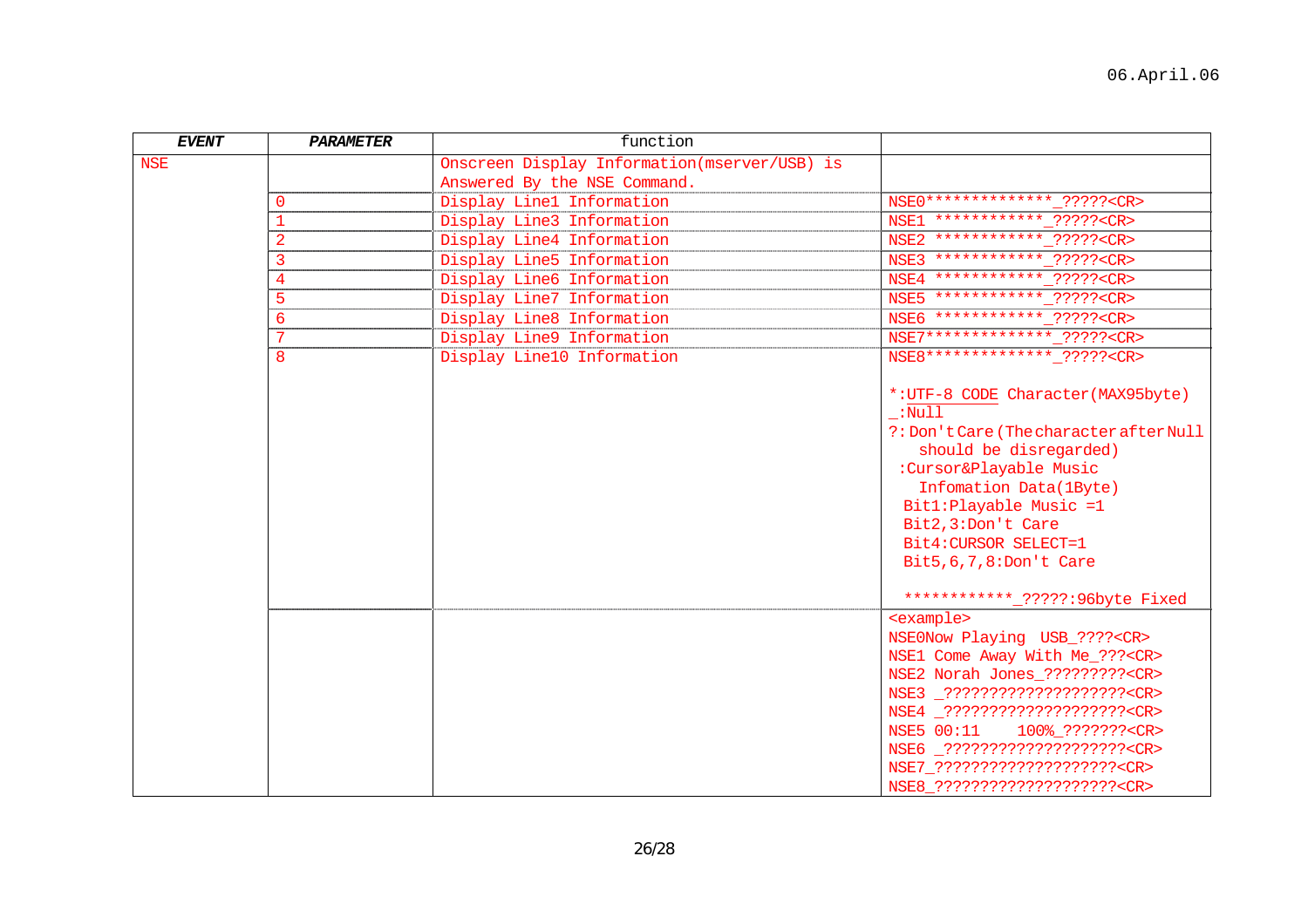06.April.06

| *EVENT* | *PARAMETER* | function | |
|---|---|---|---|
| NSE | | Onscreen Display Information(mserver/USB) is Answered By the NSE Command. | |
| | 0 | Display Line1 Information | NSE0**************_?????<CR> |
| | 1 | Display Line3 Information | NSE1 ************_?????<CR> |
| | 2 | Display Line4 Information | NSE2 ************_?????<CR> |
| | 3 | Display Line5 Information | NSE3 ************_?????<CR> |
| | 4 | Display Line6 Information | NSE4 ************_?????<CR> |
| | 5 | Display Line7 Information | NSE5 ************_?????<CR> |
| | 6 | Display Line8 Information | NSE6 ************_?????<CR> |
| | 7 | Display Line9 Information | NSE7**************_?????<CR> |
| | 8 | Display Line10 Information | NSE8**************_?????<CR><br><br>*:UTF-8 CODE Character(MAX95byte)<br>_:Null<br>?:Don't Care(The character after Null should be disregarded)<br>:Cursor&Playable Music Infomation Data(1Byte)<br>Bit1:Playable Music =1<br>Bit2,3:Don't Care<br>Bit4:CURSOR SELECT=1<br>Bit5,6,7,8:Don't Care<br><br>************_?????:96byte Fixed |
| | | | <example><br>NSE0Now Playing USB_????<CR><br>NSE1 Come Away With Me_???<CR><br>NSE2 Norah Jones_?????????<CR><br>NSE3 _????????????????????<CR><br>NSE4 _????????????????????<CR><br>NSE5 00:11 100%_???????<CR><br>NSE6 _????????????????????<CR><br>NSE7_????????????????????<CR><br>NSE8_????????????????????<CR> |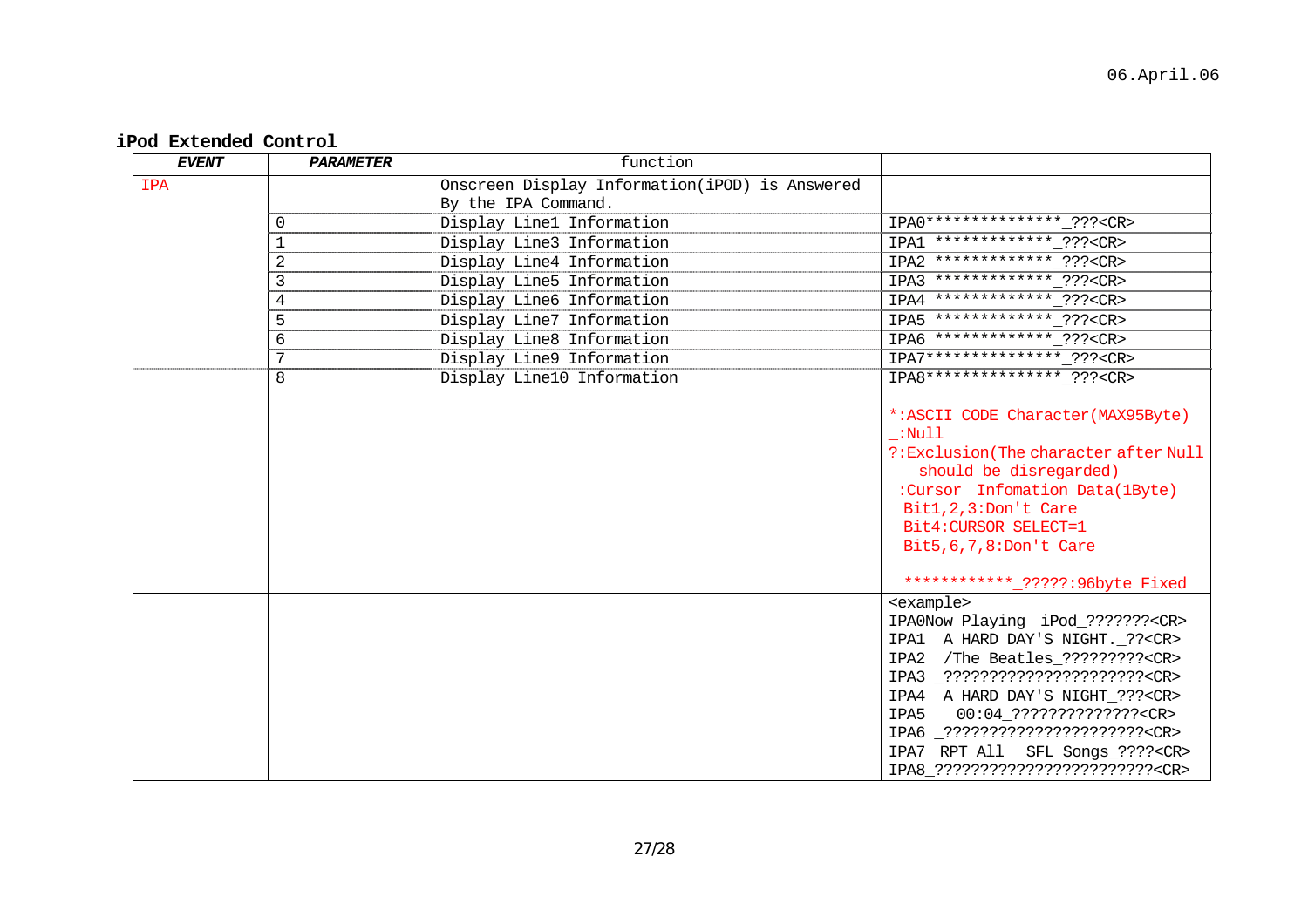## iPod Extended Control

| *EVENT* | *PARAMETER* | function | |
|---|---|---|---|
| IPA | | Onscreen Display Information(iPOD) is Answered By the IPA Command. | |
| | 0 | Display Line1 Information | IPA0***************_???<CR> |
| | 1 | Display Line3 Information | IPA1 *************_???<CR> |
| | 2 | Display Line4 Information | IPA2 *************_???<CR> |
| | 3 | Display Line5 Information | IPA3 *************_???<CR> |
| | 4 | Display Line6 Information | IPA4 *************_???<CR> |
| | 5 | Display Line7 Information | IPA5 *************_???<CR> |
| | 6 | Display Line8 Information | IPA6 *************_???<CR> |
| | 7 | Display Line9 Information | IPA7***************_???<CR> |
| | 8 | Display Line10 Information | IPA8***************_???<CR><br><br>*:ASCII CODE Character(MAX95Byte)<br>_:Null<br>?:Exclusion(The character after Null should be disregarded)<br>:Cursor Infomation Data(1Byte)<br>Bit1,2,3:Don't Care<br>Bit4:CURSOR SELECT=1<br>Bit5,6,7,8:Don't Care<br><br>************_?????:96byte Fixed |
| | | | &lt;example&gt;<br>IPA0Now Playing iPod_???????<CR><br>IPA1 A HARD DAY'S NIGHT._??<CR><br>IPA2 /The Beatles_?????????<CR><br>IPA3 _?????????????????????<CR><br>IPA4 A HARD DAY'S NIGHT_???<CR><br>IPA5 00:04_??????????????<CR><br>IPA6 _?????????????????????<CR><br>IPA7 RPT All SFL Songs_????<CR><br>IPA8_???????????????????????<CR> |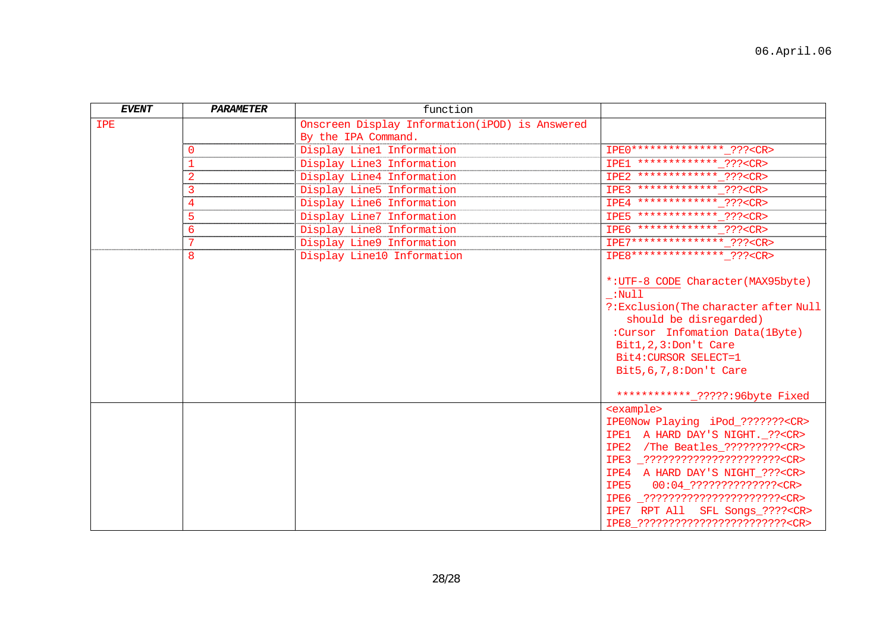| *EVENT* | *PARAMETER* | function | |
|---|---|---|---|
| IPE | | Onscreen Display Information(iPOD) is Answered By the IPA Command. | |
| | 0 | Display Line1 Information | IPE0***************_???<CR> |
| | 1 | Display Line3 Information | IPE1 *************_???<CR> |
| | 2 | Display Line4 Information | IPE2 *************_???<CR> |
| | 3 | Display Line5 Information | IPE3 *************_???<CR> |
| | 4 | Display Line6 Information | IPE4 *************_???<CR> |
| | 5 | Display Line7 Information | IPE5 *************_???<CR> |
| | 6 | Display Line8 Information | IPE6 *************_???<CR> |
| | 7 | Display Line9 Information | IPE7***************_???<CR> |
| | 8 | Display Line10 Information | IPE8***************_???<CR><br><br>*:UTF-8 CODE Character(MAX95byte)<br>_:Null<br>?:Exclusion(The character after Null should be disregarded)<br>:Cursor Infomation Data(1Byte)<br>Bit1,2,3:Don't Care<br>Bit4:CURSOR SELECT=1<br>Bit5,6,7,8:Don't Care<br><br>************_?????:96byte Fixed |
| | | | <example><br>IPE0Now Playing iPod_???????<CR><br>IPE1 A HARD DAY'S NIGHT._??<CR><br>IPE2 /The Beatles_?????????<CR><br>IPE3 _?????????????????????<CR><br>IPE4 A HARD DAY'S NIGHT_???<CR><br>IPE5 00:04_?????????????<CR><br>IPE6 _?????????????????????<CR><br>IPE7 RPT All SFL Songs_????<CR><br>IPE8_??????????????????????<CR> |